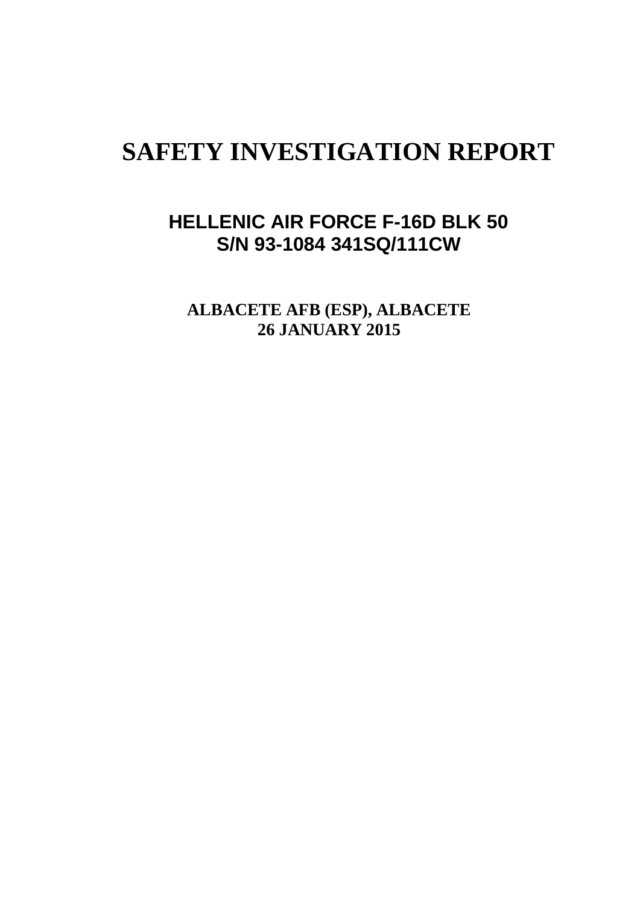# SAFETY INVESTIGATION REPORT

## HELLENIC AIR FORCE F-16D BLK 50
## S/N 93-1084 341SQ/111CW

**ALBACETE AFB (ESP), ALBACETE**
**26 JANUARY 2015**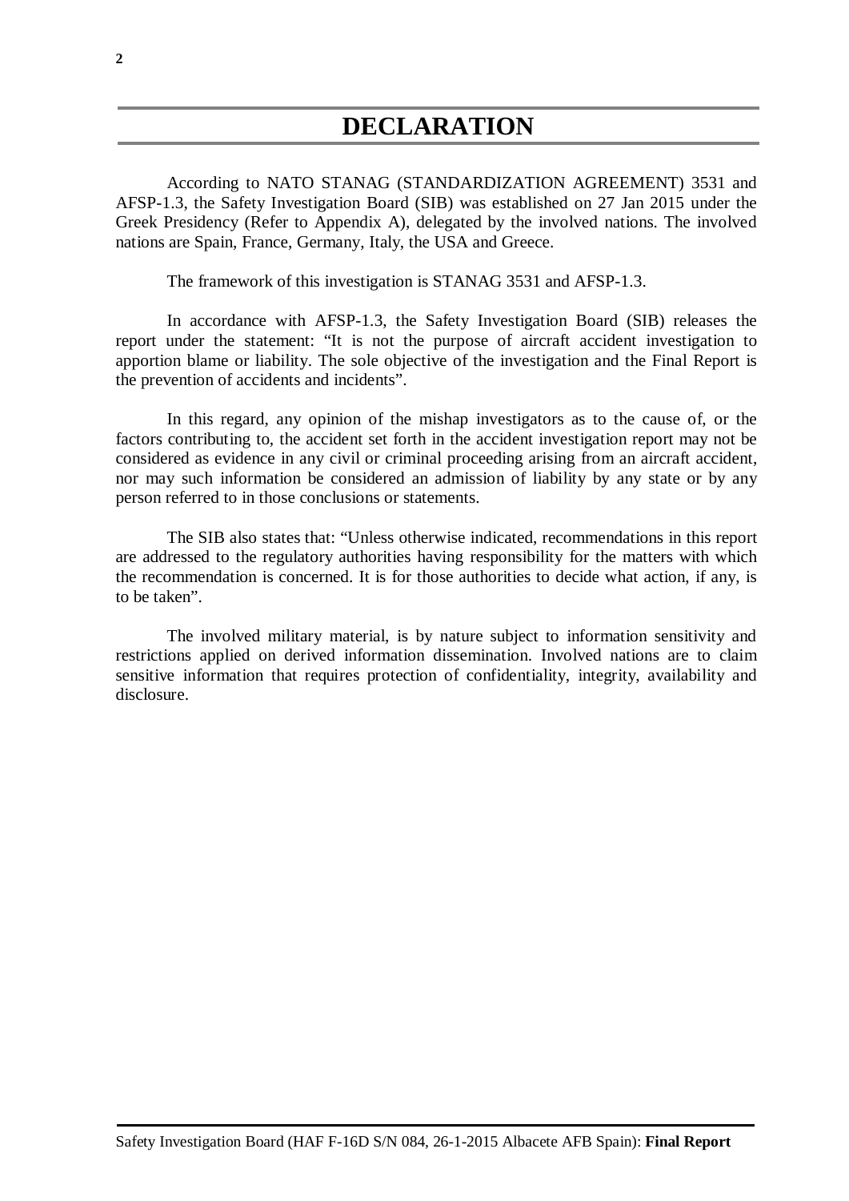# DECLARATION

According to NATO STANAG (STANDARDIZATION AGREEMENT) 3531 and AFSP-1.3, the Safety Investigation Board (SIB) was established on 27 Jan 2015 under the Greek Presidency (Refer to Appendix A), delegated by the involved nations. The involved nations are Spain, France, Germany, Italy, the USA and Greece.

The framework of this investigation is STANAG 3531 and AFSP-1.3.

In accordance with AFSP-1.3, the Safety Investigation Board (SIB) releases the report under the statement: "It is not the purpose of aircraft accident investigation to apportion blame or liability. The sole objective of the investigation and the Final Report is the prevention of accidents and incidents".

In this regard, any opinion of the mishap investigators as to the cause of, or the factors contributing to, the accident set forth in the accident investigation report may not be considered as evidence in any civil or criminal proceeding arising from an aircraft accident, nor may such information be considered an admission of liability by any state or by any person referred to in those conclusions or statements.

The SIB also states that: "Unless otherwise indicated, recommendations in this report are addressed to the regulatory authorities having responsibility for the matters with which the recommendation is concerned. It is for those authorities to decide what action, if any, is to be taken".

The involved military material, is by nature subject to information sensitivity and restrictions applied on derived information dissemination. Involved nations are to claim sensitive information that requires protection of confidentiality, integrity, availability and disclosure.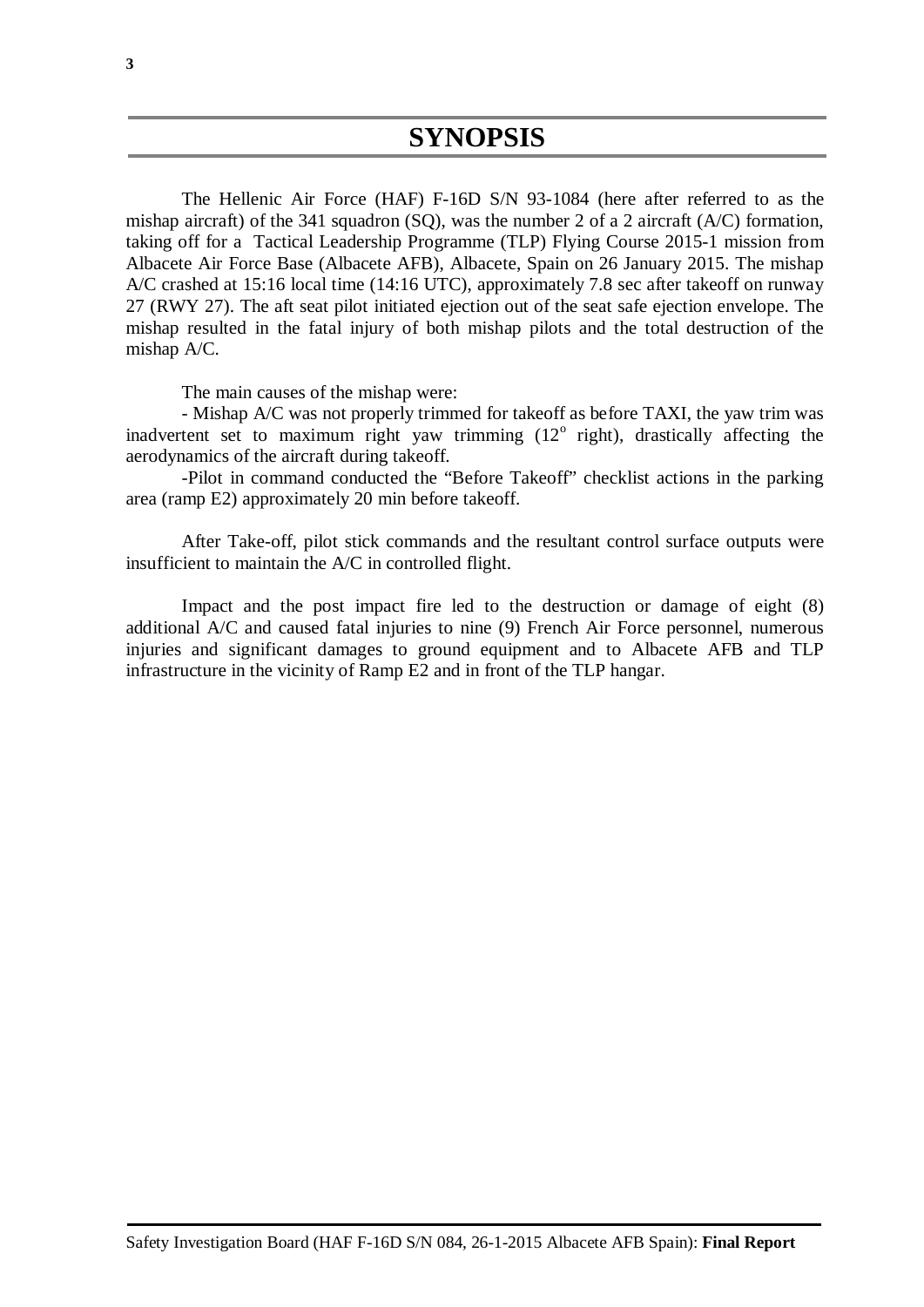# SYNOPSIS

The Hellenic Air Force (HAF) F-16D S/N 93-1084 (here after referred to as the mishap aircraft) of the 341 squadron (SQ), was the number 2 of a 2 aircraft (A/C) formation, taking off for a Tactical Leadership Programme (TLP) Flying Course 2015-1 mission from Albacete Air Force Base (Albacete AFB), Albacete, Spain on 26 January 2015. The mishap A/C crashed at 15:16 local time (14:16 UTC), approximately 7.8 sec after takeoff on runway 27 (RWY 27). The aft seat pilot initiated ejection out of the seat safe ejection envelope. The mishap resulted in the fatal injury of both mishap pilots and the total destruction of the mishap A/C.

The main causes of the mishap were:

- Mishap A/C was not properly trimmed for takeoff as before TAXI, the yaw trim was inadvertent set to maximum right yaw trimming ($12^{o}$ right), drastically affecting the aerodynamics of the aircraft during takeoff.

-Pilot in command conducted the "Before Takeoff" checklist actions in the parking area (ramp E2) approximately 20 min before takeoff.

After Take-off, pilot stick commands and the resultant control surface outputs were insufficient to maintain the A/C in controlled flight.

Impact and the post impact fire led to the destruction or damage of eight (8) additional A/C and caused fatal injuries to nine (9) French Air Force personnel, numerous injuries and significant damages to ground equipment and to Albacete AFB and TLP infrastructure in the vicinity of Ramp E2 and in front of the TLP hangar.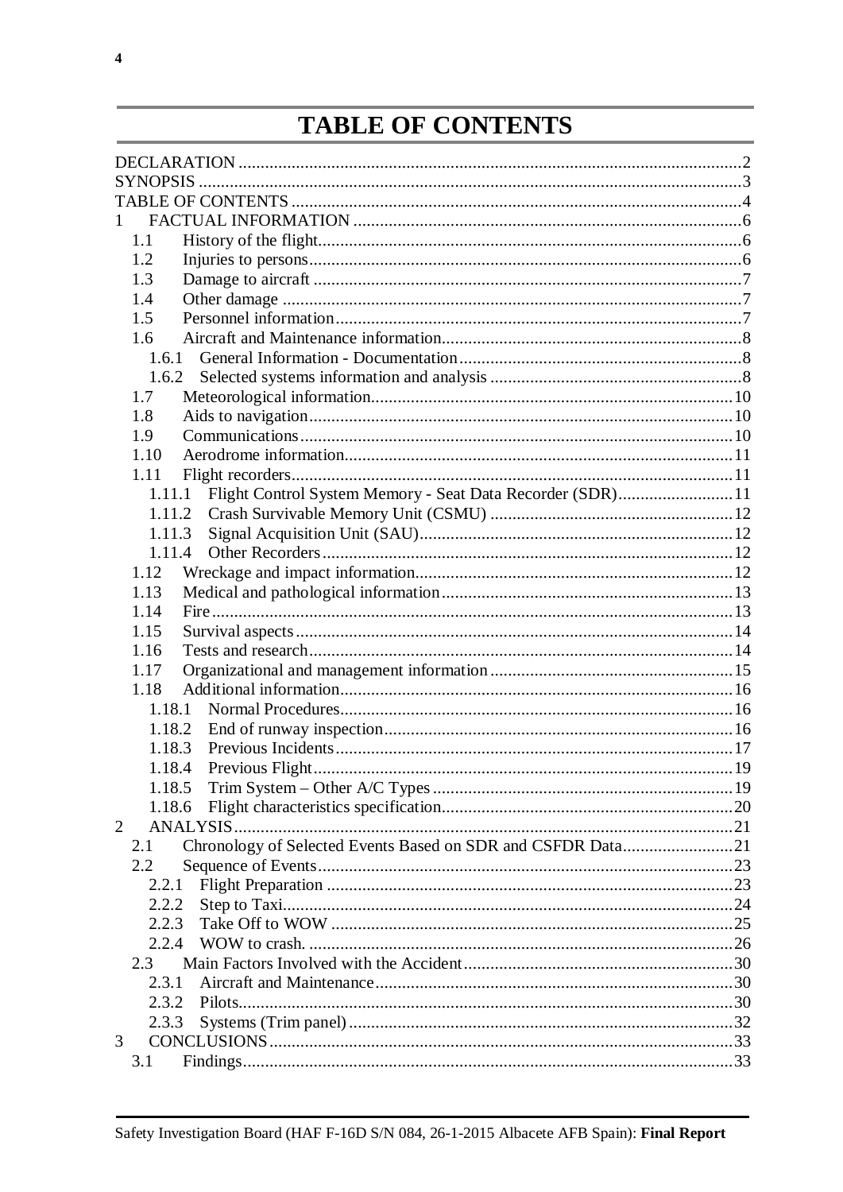# TABLE OF CONTENTS

DECLARATION ..... 2
SYNOPSIS ..... 3
TABLE OF CONTENTS ..... 4
1 FACTUAL INFORMATION ..... 6
- 1.1 History of the flight ..... 6
- 1.2 Injuries to persons ..... 6
- 1.3 Damage to aircraft ..... 7
- 1.4 Other damage ..... 7
- 1.5 Personnel information ..... 7
- 1.6 Aircraft and Maintenance information ..... 8
  - 1.6.1 General Information - Documentation ..... 8
  - 1.6.2 Selected systems information and analysis ..... 8
- 1.7 Meteorological information ..... 10
- 1.8 Aids to navigation ..... 10
- 1.9 Communications ..... 10
- 1.10 Aerodrome information ..... 11
- 1.11 Flight recorders ..... 11
  - 1.11.1 Flight Control System Memory - Seat Data Recorder (SDR) ..... 11
  - 1.11.2 Crash Survivable Memory Unit (CSMU) ..... 12
  - 1.11.3 Signal Acquisition Unit (SAU) ..... 12
  - 1.11.4 Other Recorders ..... 12
- 1.12 Wreckage and impact information ..... 12
- 1.13 Medical and pathological information ..... 13
- 1.14 Fire ..... 13
- 1.15 Survival aspects ..... 14
- 1.16 Tests and research ..... 14
- 1.17 Organizational and management information ..... 15
- 1.18 Additional information ..... 16
  - 1.18.1 Normal Procedures ..... 16
  - 1.18.2 End of runway inspection ..... 16
  - 1.18.3 Previous Incidents ..... 17
  - 1.18.4 Previous Flight ..... 19
  - 1.18.5 Trim System – Other A/C Types ..... 19
  - 1.18.6 Flight characteristics specification ..... 20

2 ANALYSIS ..... 21
- 2.1 Chronology of Selected Events Based on SDR and CSFDR Data ..... 21
- 2.2 Sequence of Events ..... 23
  - 2.2.1 Flight Preparation ..... 23
  - 2.2.2 Step to Taxi ..... 24
  - 2.2.3 Take Off to WOW ..... 25
  - 2.2.4 WOW to crash. ..... 26
- 2.3 Main Factors Involved with the Accident ..... 30
  - 2.3.1 Aircraft and Maintenance ..... 30
  - 2.3.2 Pilots ..... 30
  - 2.3.3 Systems (Trim panel) ..... 32

3 CONCLUSIONS ..... 33
- 3.1 Findings ..... 33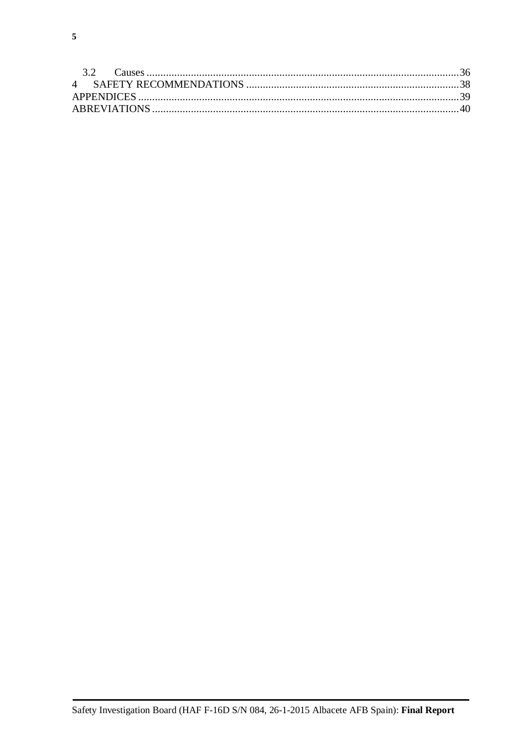3.2 Causes .....................................................................................................................36
4 SAFETY RECOMMENDATIONS ..............................................................................38
APPENDICES ......................................................................................................................39
ABREVIATIONS ..................................................................................................................40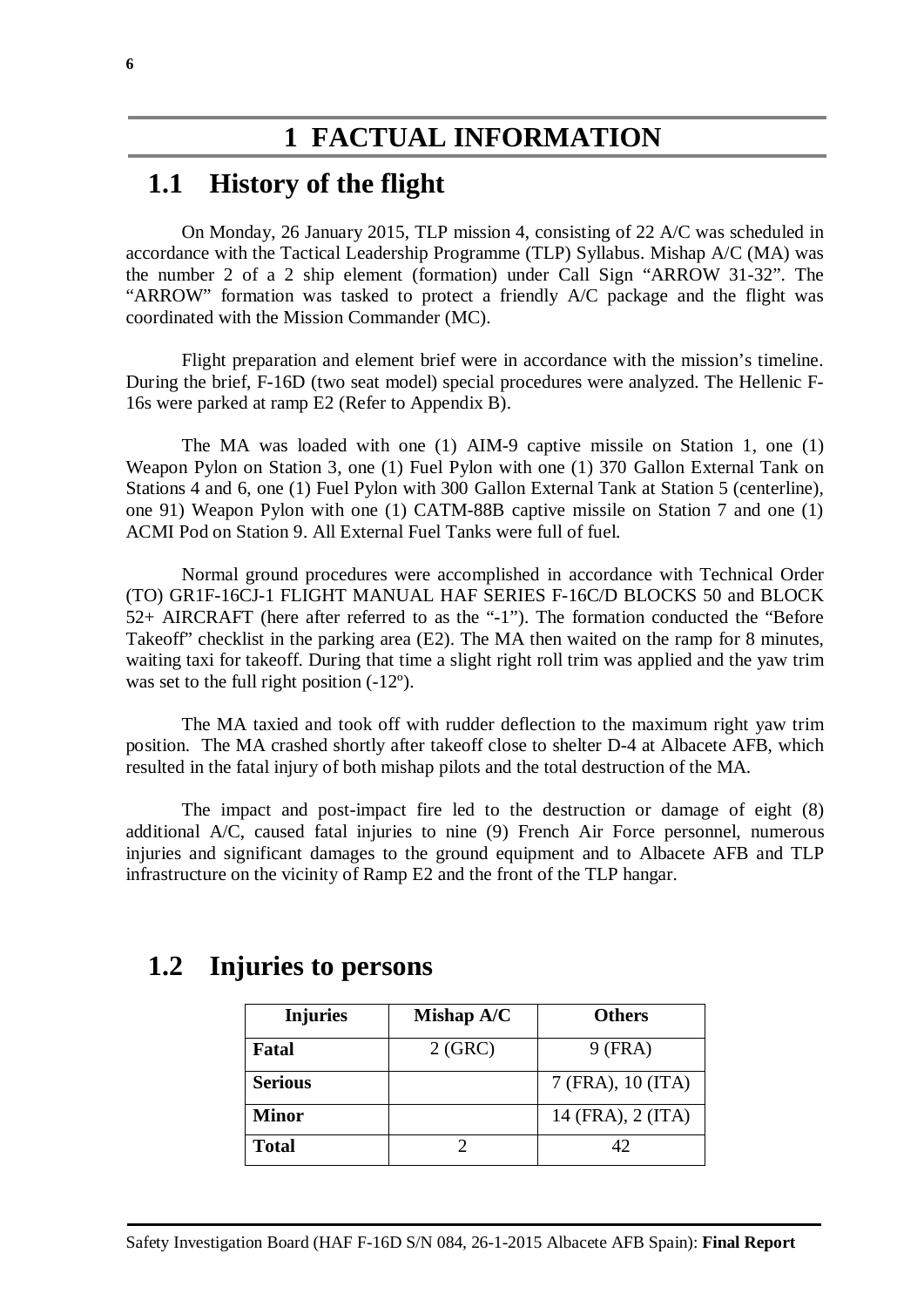# 1 FACTUAL INFORMATION

## 1.1 History of the flight

On Monday, 26 January 2015, TLP mission 4, consisting of 22 A/C was scheduled in accordance with the Tactical Leadership Programme (TLP) Syllabus. Mishap A/C (MA) was the number 2 of a 2 ship element (formation) under Call Sign "ARROW 31-32". The "ARROW" formation was tasked to protect a friendly A/C package and the flight was coordinated with the Mission Commander (MC).

Flight preparation and element brief were in accordance with the mission's timeline. During the brief, F-16D (two seat model) special procedures were analyzed. The Hellenic F-16s were parked at ramp E2 (Refer to Appendix B).

The MA was loaded with one (1) AIM-9 captive missile on Station 1, one (1) Weapon Pylon on Station 3, one (1) Fuel Pylon with one (1) 370 Gallon External Tank on Stations 4 and 6, one (1) Fuel Pylon with 300 Gallon External Tank at Station 5 (centerline), one 91) Weapon Pylon with one (1) CATM-88B captive missile on Station 7 and one (1) ACMI Pod on Station 9. All External Fuel Tanks were full of fuel.

Normal ground procedures were accomplished in accordance with Technical Order (TO) GR1F-16CJ-1 FLIGHT MANUAL HAF SERIES F-16C/D BLOCKS 50 and BLOCK 52+ AIRCRAFT (here after referred to as the "-1"). The formation conducted the "Before Takeoff" checklist in the parking area (E2). The MA then waited on the ramp for 8 minutes, waiting taxi for takeoff. During that time a slight right roll trim was applied and the yaw trim was set to the full right position (-12º).

The MA taxied and took off with rudder deflection to the maximum right yaw trim position. The MA crashed shortly after takeoff close to shelter D-4 at Albacete AFB, which resulted in the fatal injury of both mishap pilots and the total destruction of the MA.

The impact and post-impact fire led to the destruction or damage of eight (8) additional A/C, caused fatal injuries to nine (9) French Air Force personnel, numerous injuries and significant damages to the ground equipment and to Albacete AFB and TLP infrastructure on the vicinity of Ramp E2 and the front of the TLP hangar.

## 1.2 Injuries to persons

| Injuries | Mishap A/C | Others |
|---|---|---|
| **Fatal** | 2 (GRC) | 9 (FRA) |
| **Serious** | | 7 (FRA), 10 (ITA) |
| **Minor** | | 14 (FRA), 2 (ITA) |
| **Total** | 2 | 42 |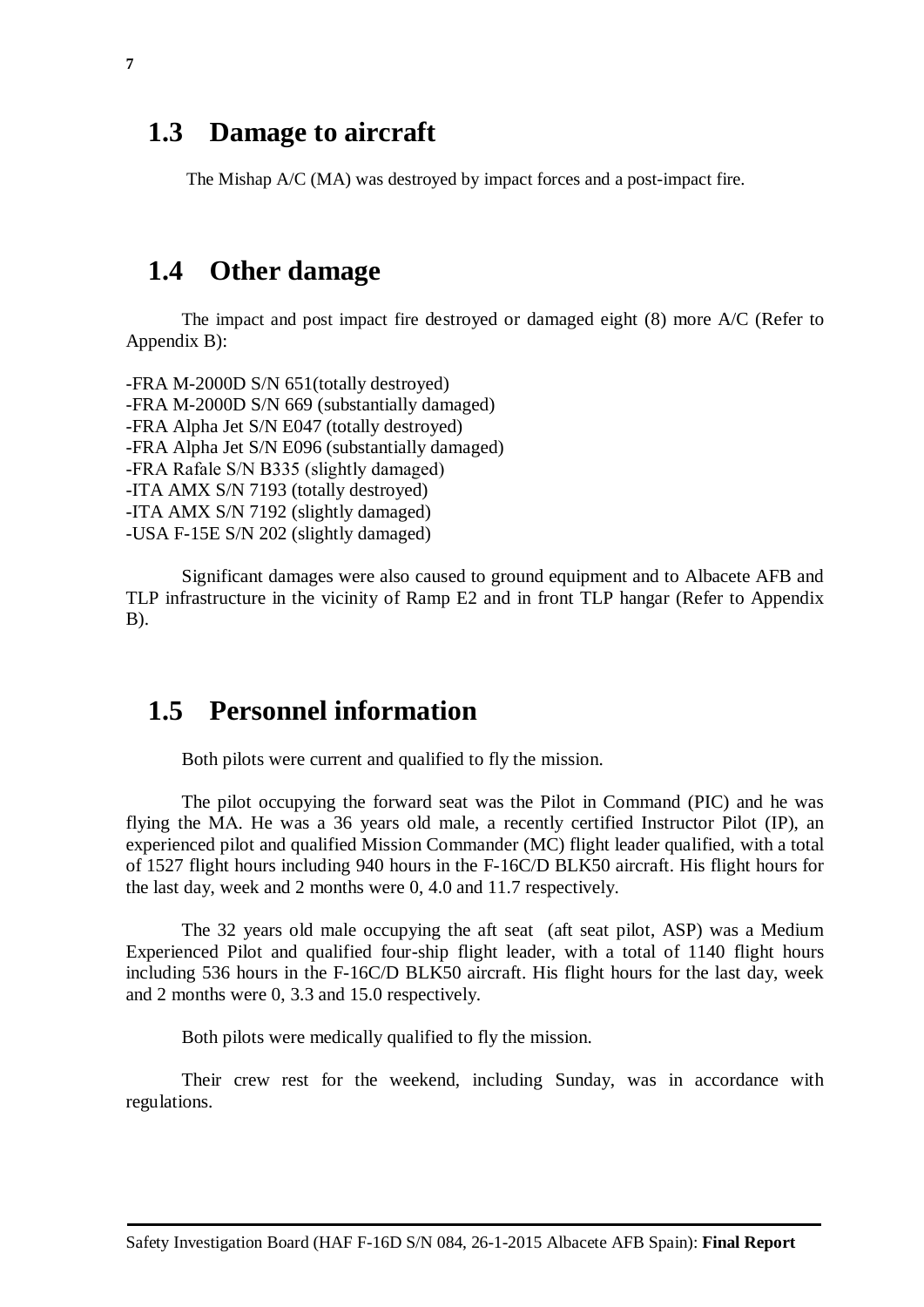## 1.3 Damage to aircraft

The Mishap A/C (MA) was destroyed by impact forces and a post-impact fire.

## 1.4 Other damage

The impact and post impact fire destroyed or damaged eight (8) more A/C (Refer to Appendix B):

-FRA M-2000D S/N 651(totally destroyed)
-FRA M-2000D S/N 669 (substantially damaged)
-FRA Alpha Jet S/N E047 (totally destroyed)
-FRA Alpha Jet S/N E096 (substantially damaged)
-FRA Rafale S/N B335 (slightly damaged)
-ITA AMX S/N 7193 (totally destroyed)
-ITA AMX S/N 7192 (slightly damaged)
-USA F-15E S/N 202 (slightly damaged)

Significant damages were also caused to ground equipment and to Albacete AFB and TLP infrastructure in the vicinity of Ramp E2 and in front TLP hangar (Refer to Appendix B).

## 1.5 Personnel information

Both pilots were current and qualified to fly the mission.

The pilot occupying the forward seat was the Pilot in Command (PIC) and he was flying the MA. He was a 36 years old male, a recently certified Instructor Pilot (IP), an experienced pilot and qualified Mission Commander (MC) flight leader qualified, with a total of 1527 flight hours including 940 hours in the F-16C/D BLK50 aircraft. His flight hours for the last day, week and 2 months were 0, 4.0 and 11.7 respectively.

The 32 years old male occupying the aft seat (aft seat pilot, ASP) was a Medium Experienced Pilot and qualified four-ship flight leader, with a total of 1140 flight hours including 536 hours in the F-16C/D BLK50 aircraft. His flight hours for the last day, week and 2 months were 0, 3.3 and 15.0 respectively.

Both pilots were medically qualified to fly the mission.

Their crew rest for the weekend, including Sunday, was in accordance with regulations.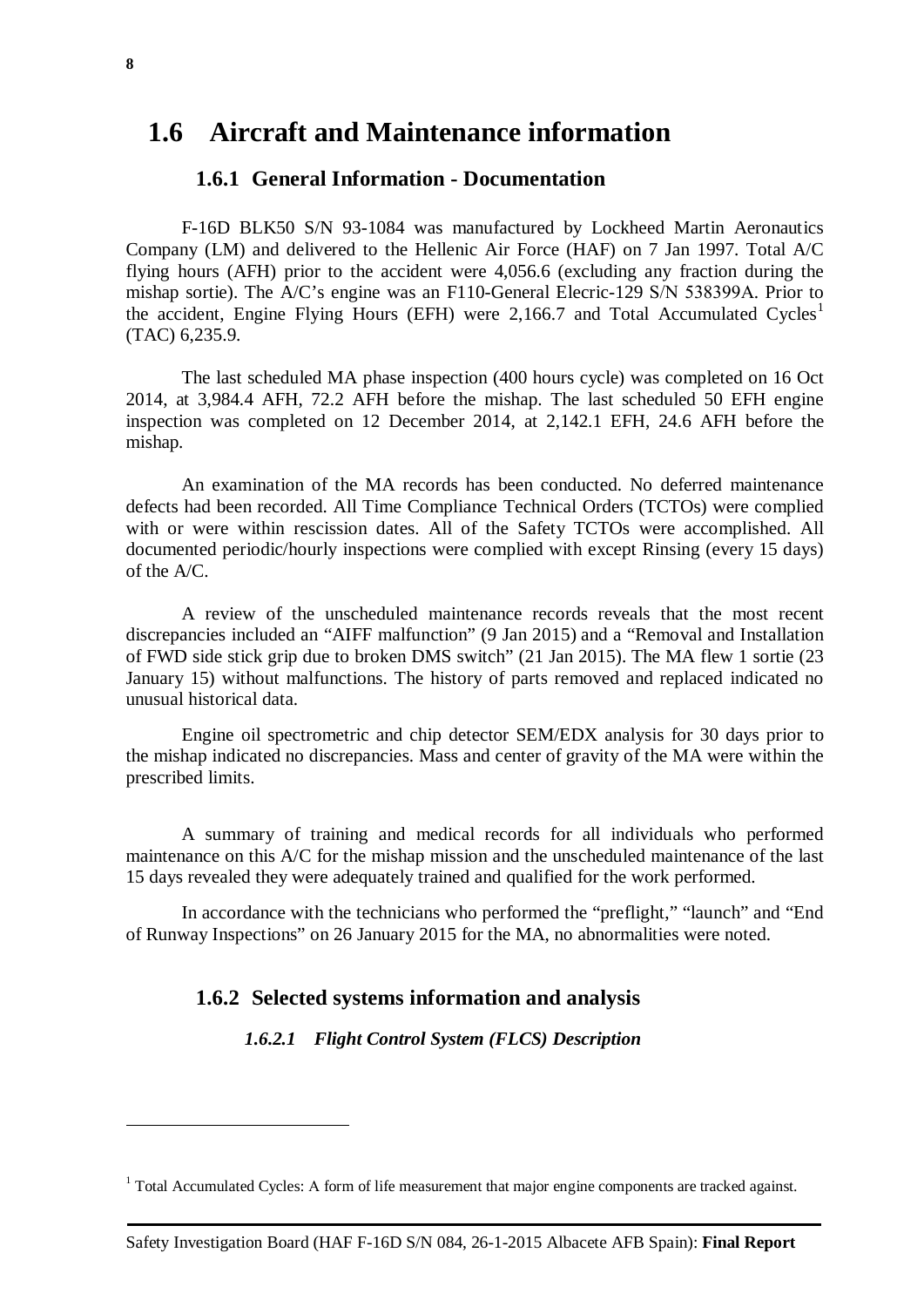## 1.6 Aircraft and Maintenance information

### 1.6.1 General Information - Documentation

F-16D BLK50 S/N 93-1084 was manufactured by Lockheed Martin Aeronautics Company (LM) and delivered to the Hellenic Air Force (HAF) on 7 Jan 1997. Total A/C flying hours (AFH) prior to the accident were 4,056.6 (excluding any fraction during the mishap sortie). The A/C's engine was an F110-General Elecric-129 S/N 538399A. Prior to the accident, Engine Flying Hours (EFH) were 2,166.7 and Total Accumulated Cycles[1] (TAC) 6,235.9.

The last scheduled MA phase inspection (400 hours cycle) was completed on 16 Oct 2014, at 3,984.4 AFH, 72.2 AFH before the mishap. The last scheduled 50 EFH engine inspection was completed on 12 December 2014, at 2,142.1 EFH, 24.6 AFH before the mishap.

An examination of the MA records has been conducted. No deferred maintenance defects had been recorded. All Time Compliance Technical Orders (TCTOs) were complied with or were within rescission dates. All of the Safety TCTOs were accomplished. All documented periodic/hourly inspections were complied with except Rinsing (every 15 days) of the A/C.

A review of the unscheduled maintenance records reveals that the most recent discrepancies included an "AIFF malfunction" (9 Jan 2015) and a "Removal and Installation of FWD side stick grip due to broken DMS switch" (21 Jan 2015). The MA flew 1 sortie (23 January 15) without malfunctions. The history of parts removed and replaced indicated no unusual historical data.

Engine oil spectrometric and chip detector SEM/EDX analysis for 30 days prior to the mishap indicated no discrepancies. Mass and center of gravity of the MA were within the prescribed limits.

A summary of training and medical records for all individuals who performed maintenance on this A/C for the mishap mission and the unscheduled maintenance of the last 15 days revealed they were adequately trained and qualified for the work performed.

In accordance with the technicians who performed the "preflight," "launch" and "End of Runway Inspections" on 26 January 2015 for the MA, no abnormalities were noted.

### 1.6.2 Selected systems information and analysis

#### *1.6.2.1 Flight Control System (FLCS) Description*

---

[1] Total Accumulated Cycles: A form of life measurement that major engine components are tracked against.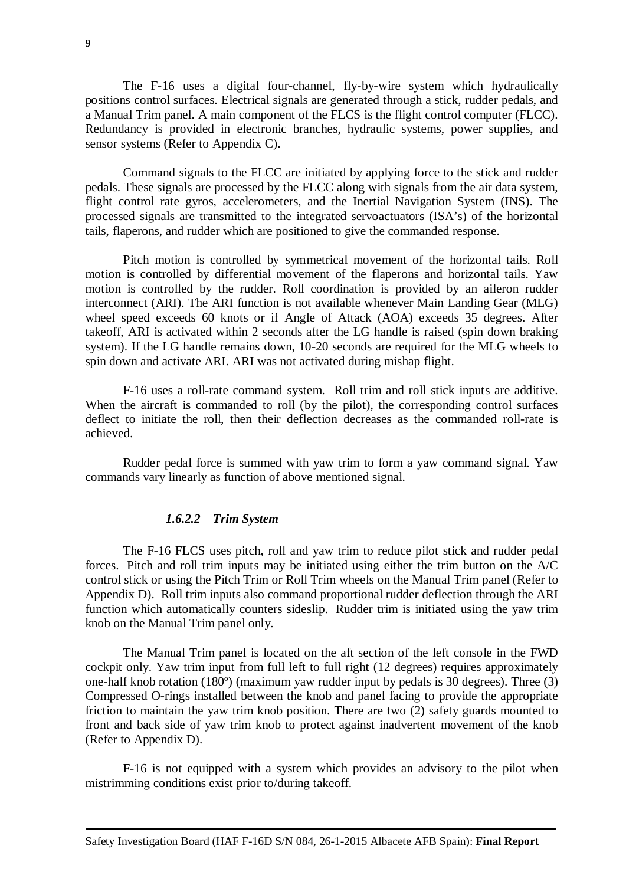The F-16 uses a digital four-channel, fly-by-wire system which hydraulically positions control surfaces. Electrical signals are generated through a stick, rudder pedals, and a Manual Trim panel. A main component of the FLCS is the flight control computer (FLCC). Redundancy is provided in electronic branches, hydraulic systems, power supplies, and sensor systems (Refer to Appendix C).

Command signals to the FLCC are initiated by applying force to the stick and rudder pedals. These signals are processed by the FLCC along with signals from the air data system, flight control rate gyros, accelerometers, and the Inertial Navigation System (INS). The processed signals are transmitted to the integrated servoactuators (ISA's) of the horizontal tails, flaperons, and rudder which are positioned to give the commanded response.

Pitch motion is controlled by symmetrical movement of the horizontal tails. Roll motion is controlled by differential movement of the flaperons and horizontal tails. Yaw motion is controlled by the rudder. Roll coordination is provided by an aileron rudder interconnect (ARI). The ARI function is not available whenever Main Landing Gear (MLG) wheel speed exceeds 60 knots or if Angle of Attack (AOA) exceeds 35 degrees. After takeoff, ARI is activated within 2 seconds after the LG handle is raised (spin down braking system). If the LG handle remains down, 10-20 seconds are required for the MLG wheels to spin down and activate ARI. ARI was not activated during mishap flight.

F-16 uses a roll-rate command system. Roll trim and roll stick inputs are additive. When the aircraft is commanded to roll (by the pilot), the corresponding control surfaces deflect to initiate the roll, then their deflection decreases as the commanded roll-rate is achieved.

Rudder pedal force is summed with yaw trim to form a yaw command signal. Yaw commands vary linearly as function of above mentioned signal.

#### *1.6.2.2 Trim System*

The F-16 FLCS uses pitch, roll and yaw trim to reduce pilot stick and rudder pedal forces. Pitch and roll trim inputs may be initiated using either the trim button on the A/C control stick or using the Pitch Trim or Roll Trim wheels on the Manual Trim panel (Refer to Appendix D). Roll trim inputs also command proportional rudder deflection through the ARI function which automatically counters sideslip. Rudder trim is initiated using the yaw trim knob on the Manual Trim panel only.

The Manual Trim panel is located on the aft section of the left console in the FWD cockpit only. Yaw trim input from full left to full right (12 degrees) requires approximately one-half knob rotation (180º) (maximum yaw rudder input by pedals is 30 degrees). Three (3) Compressed O-rings installed between the knob and panel facing to provide the appropriate friction to maintain the yaw trim knob position. There are two (2) safety guards mounted to front and back side of yaw trim knob to protect against inadvertent movement of the knob (Refer to Appendix D).

F-16 is not equipped with a system which provides an advisory to the pilot when mistrimming conditions exist prior to/during takeoff.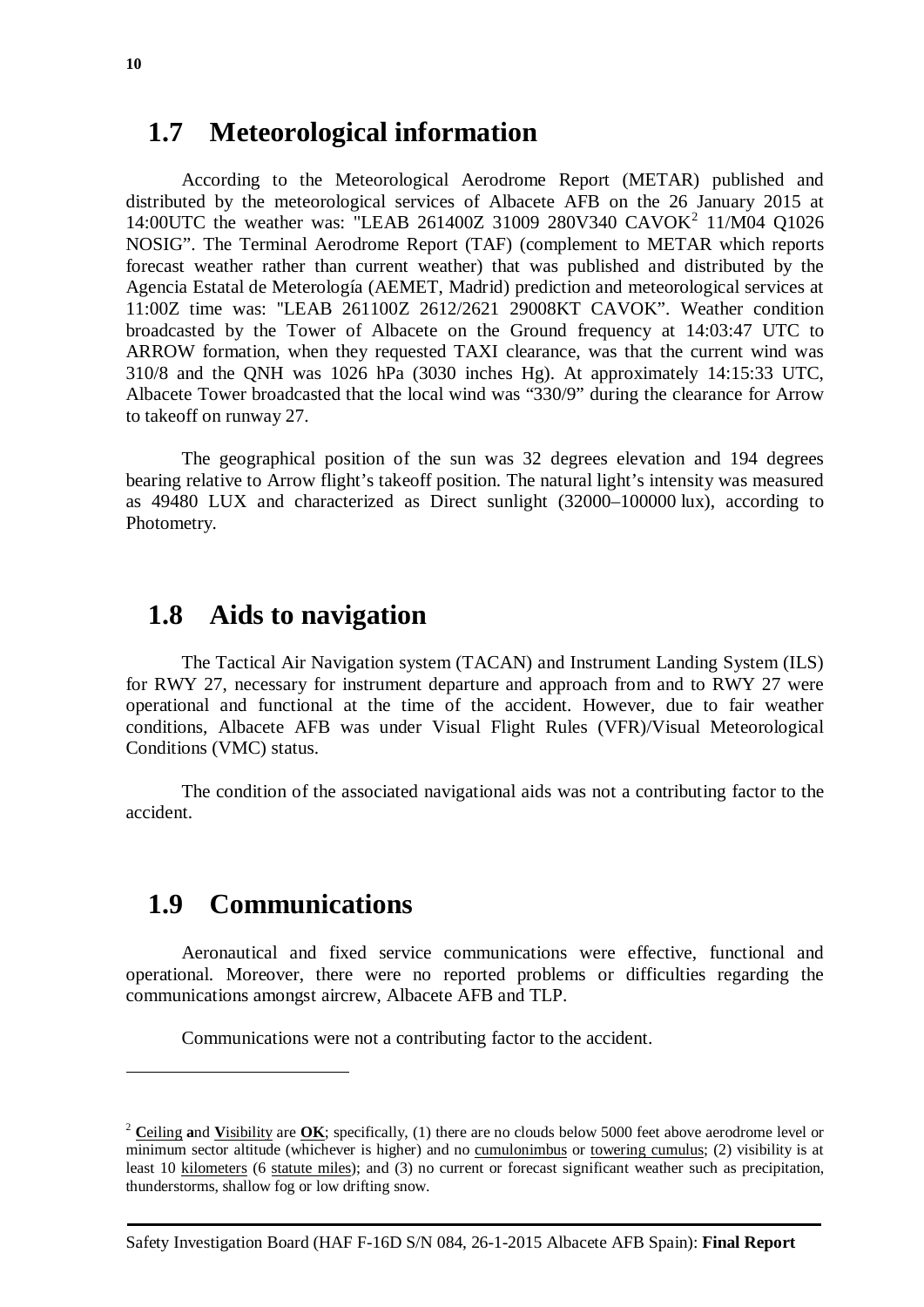## 1.7 Meteorological information

According to the Meteorological Aerodrome Report (METAR) published and distributed by the meteorological services of Albacete AFB on the 26 January 2015 at 14:00UTC the weather was: "LEAB 261400Z 31009 280V340 CAVOK[2] 11/M04 Q1026 NOSIG". The Terminal Aerodrome Report (TAF) (complement to METAR which reports forecast weather rather than current weather) that was published and distributed by the Agencia Estatal de Meterología (AEMET, Madrid) prediction and meteorological services at 11:00Z time was: "LEAB 261100Z 2612/2621 29008KT CAVOK". Weather condition broadcasted by the Tower of Albacete on the Ground frequency at 14:03:47 UTC to ARROW formation, when they requested TAXI clearance, was that the current wind was 310/8 and the QNH was 1026 hPa (3030 inches Hg). At approximately 14:15:33 UTC, Albacete Tower broadcasted that the local wind was "330/9" during the clearance for Arrow to takeoff on runway 27.

The geographical position of the sun was 32 degrees elevation and 194 degrees bearing relative to Arrow flight's takeoff position. The natural light's intensity was measured as 49480 LUX and characterized as Direct sunlight (32000–100000 lux), according to Photometry.

## 1.8 Aids to navigation

The Tactical Air Navigation system (TACAN) and Instrument Landing System (ILS) for RWY 27, necessary for instrument departure and approach from and to RWY 27 were operational and functional at the time of the accident. However, due to fair weather conditions, Albacete AFB was under Visual Flight Rules (VFR)/Visual Meteorological Conditions (VMC) status.

The condition of the associated navigational aids was not a contributing factor to the accident.

## 1.9 Communications

Aeronautical and fixed service communications were effective, functional and operational. Moreover, there were no reported problems or difficulties regarding the communications amongst aircrew, Albacete AFB and TLP.

Communications were not a contributing factor to the accident.

---

[2] **C**eiling **a**nd **V**isibility are **OK**; specifically, (1) there are no clouds below 5000 feet above aerodrome level or minimum sector altitude (whichever is higher) and no cumulonimbus or towering cumulus; (2) visibility is at least 10 kilometers (6 statute miles); and (3) no current or forecast significant weather such as precipitation, thunderstorms, shallow fog or low drifting snow.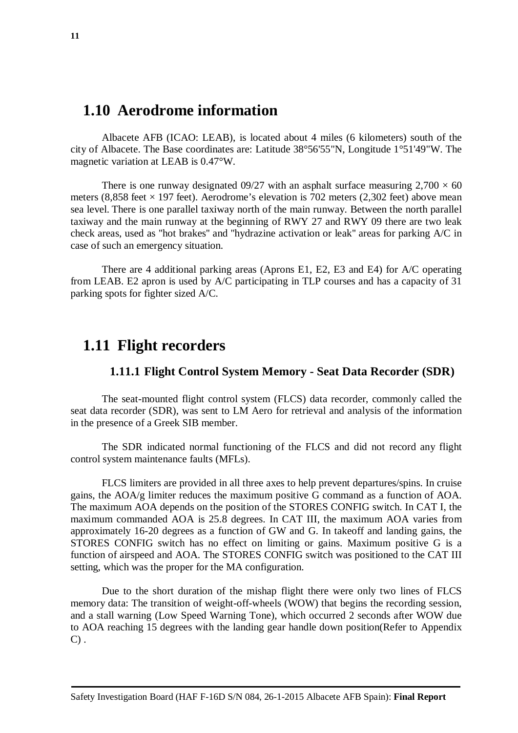## 1.10 Aerodrome information

Albacete AFB (ICAO: LEAB), is located about 4 miles (6 kilometers) south of the city of Albacete. The Base coordinates are: Latitude 38°56'55"N, Longitude 1°51'49"W. The magnetic variation at LEAB is 0.47°W.

There is one runway designated 09/27 with an asphalt surface measuring 2,700 × 60 meters (8,858 feet × 197 feet). Aerodrome's elevation is 702 meters (2,302 feet) above mean sea level. There is one parallel taxiway north of the main runway. Between the north parallel taxiway and the main runway at the beginning of RWY 27 and RWY 09 there are two leak check areas, used as "hot brakes" and "hydrazine activation or leak" areas for parking A/C in case of such an emergency situation.

There are 4 additional parking areas (Aprons E1, E2, E3 and E4) for A/C operating from LEAB. E2 apron is used by A/C participating in TLP courses and has a capacity of 31 parking spots for fighter sized A/C.

## 1.11 Flight recorders

### 1.11.1 Flight Control System Memory - Seat Data Recorder (SDR)

The seat-mounted flight control system (FLCS) data recorder, commonly called the seat data recorder (SDR), was sent to LM Aero for retrieval and analysis of the information in the presence of a Greek SIB member.

The SDR indicated normal functioning of the FLCS and did not record any flight control system maintenance faults (MFLs).

FLCS limiters are provided in all three axes to help prevent departures/spins. In cruise gains, the AOA/g limiter reduces the maximum positive G command as a function of AOA. The maximum AOA depends on the position of the STORES CONFIG switch. In CAT I, the maximum commanded AOA is 25.8 degrees. In CAT III, the maximum AOA varies from approximately 16-20 degrees as a function of GW and G. In takeoff and landing gains, the STORES CONFIG switch has no effect on limiting or gains. Maximum positive G is a function of airspeed and AOA. The STORES CONFIG switch was positioned to the CAT III setting, which was the proper for the MA configuration.

Due to the short duration of the mishap flight there were only two lines of FLCS memory data: The transition of weight-off-wheels (WOW) that begins the recording session, and a stall warning (Low Speed Warning Tone), which occurred 2 seconds after WOW due to AOA reaching 15 degrees with the landing gear handle down position(Refer to Appendix C) .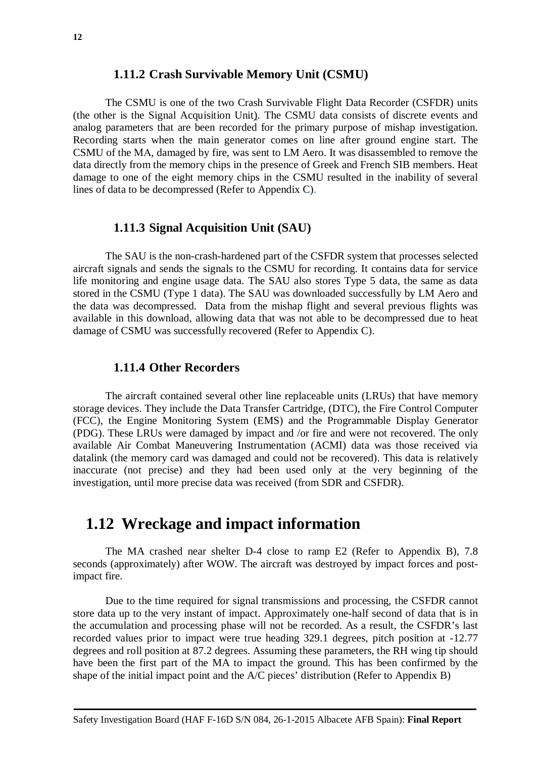### 1.11.2 Crash Survivable Memory Unit (CSMU)

The CSMU is one of the two Crash Survivable Flight Data Recorder (CSFDR) units (the other is the Signal Acquisition Unit). The CSMU data consists of discrete events and analog parameters that are been recorded for the primary purpose of mishap investigation. Recording starts when the main generator comes on line after ground engine start. The CSMU of the MA, damaged by fire, was sent to LM Aero. It was disassembled to remove the data directly from the memory chips in the presence of Greek and French SIB members. Heat damage to one of the eight memory chips in the CSMU resulted in the inability of several lines of data to be decompressed (Refer to Appendix C).

### 1.11.3 Signal Acquisition Unit (SAU)

The SAU is the non-crash-hardened part of the CSFDR system that processes selected aircraft signals and sends the signals to the CSMU for recording. It contains data for service life monitoring and engine usage data. The SAU also stores Type 5 data, the same as data stored in the CSMU (Type 1 data). The SAU was downloaded successfully by LM Aero and the data was decompressed. Data from the mishap flight and several previous flights was available in this download, allowing data that was not able to be decompressed due to heat damage of CSMU was successfully recovered (Refer to Appendix C).

### 1.11.4 Other Recorders

The aircraft contained several other line replaceable units (LRUs) that have memory storage devices. They include the Data Transfer Cartridge, (DTC), the Fire Control Computer (FCC), the Engine Monitoring System (EMS) and the Programmable Display Generator (PDG). These LRUs were damaged by impact and /or fire and were not recovered. The only available Air Combat Maneuvering Instrumentation (ACMI) data was those received via datalink (the memory card was damaged and could not be recovered). This data is relatively inaccurate (not precise) and they had been used only at the very beginning of the investigation, until more precise data was received (from SDR and CSFDR).

## 1.12 Wreckage and impact information

The MA crashed near shelter D-4 close to ramp E2 (Refer to Appendix B), 7.8 seconds (approximately) after WOW. The aircraft was destroyed by impact forces and post-impact fire.

Due to the time required for signal transmissions and processing, the CSFDR cannot store data up to the very instant of impact. Approximately one-half second of data that is in the accumulation and processing phase will not be recorded. As a result, the CSFDR's last recorded values prior to impact were true heading 329.1 degrees, pitch position at -12.77 degrees and roll position at 87.2 degrees. Assuming these parameters, the RH wing tip should have been the first part of the MA to impact the ground. This has been confirmed by the shape of the initial impact point and the A/C pieces' distribution (Refer to Appendix B)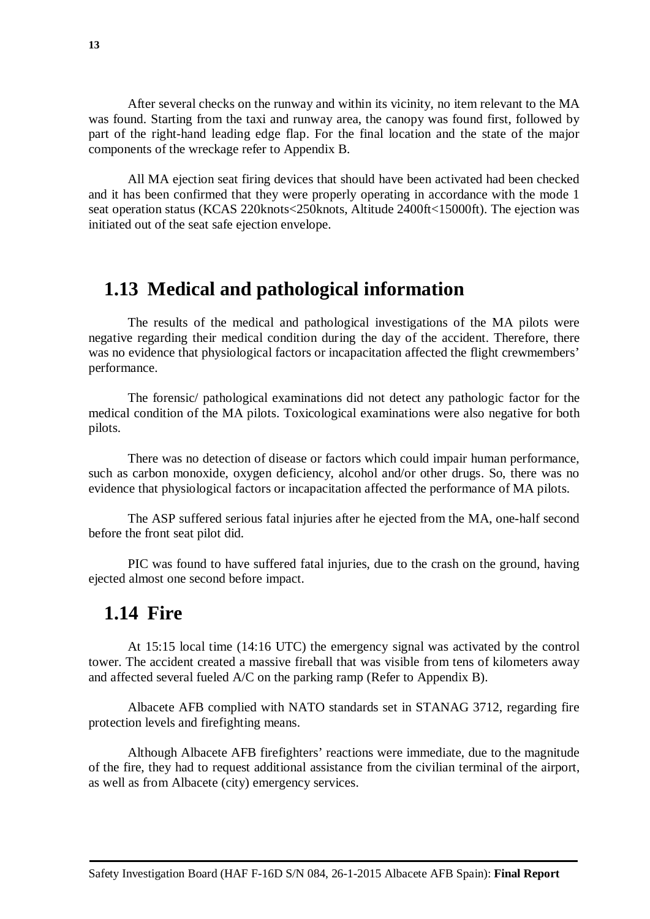After several checks on the runway and within its vicinity, no item relevant to the MA was found. Starting from the taxi and runway area, the canopy was found first, followed by part of the right-hand leading edge flap. For the final location and the state of the major components of the wreckage refer to Appendix B.

All MA ejection seat firing devices that should have been activated had been checked and it has been confirmed that they were properly operating in accordance with the mode 1 seat operation status (KCAS 220knots<250knots, Altitude 2400ft<15000ft). The ejection was initiated out of the seat safe ejection envelope.

## 1.13 Medical and pathological information

The results of the medical and pathological investigations of the MA pilots were negative regarding their medical condition during the day of the accident. Therefore, there was no evidence that physiological factors or incapacitation affected the flight crewmembers' performance.

The forensic/ pathological examinations did not detect any pathologic factor for the medical condition of the MA pilots. Toxicological examinations were also negative for both pilots.

There was no detection of disease or factors which could impair human performance, such as carbon monoxide, oxygen deficiency, alcohol and/or other drugs. So, there was no evidence that physiological factors or incapacitation affected the performance of MA pilots.

The ASP suffered serious fatal injuries after he ejected from the MA, one-half second before the front seat pilot did.

PIC was found to have suffered fatal injuries, due to the crash on the ground, having ejected almost one second before impact.

## 1.14 Fire

At 15:15 local time (14:16 UTC) the emergency signal was activated by the control tower. The accident created a massive fireball that was visible from tens of kilometers away and affected several fueled A/C on the parking ramp (Refer to Appendix B).

Albacete AFB complied with NATO standards set in STANAG 3712, regarding fire protection levels and firefighting means.

Although Albacete AFB firefighters' reactions were immediate, due to the magnitude of the fire, they had to request additional assistance from the civilian terminal of the airport, as well as from Albacete (city) emergency services.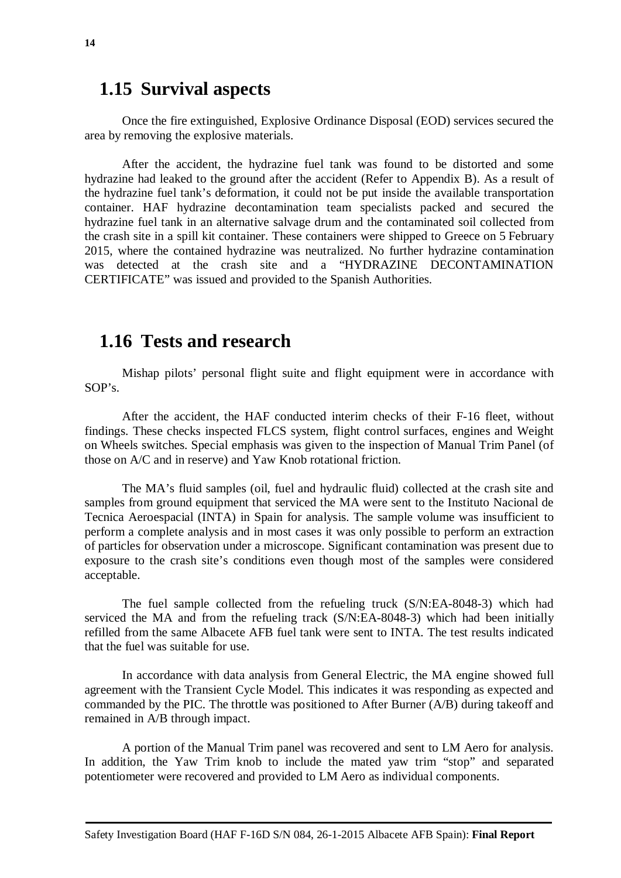## 1.15 Survival aspects

Once the fire extinguished, Explosive Ordinance Disposal (EOD) services secured the area by removing the explosive materials.

After the accident, the hydrazine fuel tank was found to be distorted and some hydrazine had leaked to the ground after the accident (Refer to Appendix B). As a result of the hydrazine fuel tank's deformation, it could not be put inside the available transportation container. HAF hydrazine decontamination team specialists packed and secured the hydrazine fuel tank in an alternative salvage drum and the contaminated soil collected from the crash site in a spill kit container. These containers were shipped to Greece on 5 February 2015, where the contained hydrazine was neutralized. No further hydrazine contamination was detected at the crash site and a "HYDRAZINE DECONTAMINATION CERTIFICATE" was issued and provided to the Spanish Authorities.

## 1.16 Tests and research

Mishap pilots' personal flight suite and flight equipment were in accordance with SOP's.

After the accident, the HAF conducted interim checks of their F-16 fleet, without findings. These checks inspected FLCS system, flight control surfaces, engines and Weight on Wheels switches. Special emphasis was given to the inspection of Manual Trim Panel (of those on A/C and in reserve) and Yaw Knob rotational friction.

The MA's fluid samples (oil, fuel and hydraulic fluid) collected at the crash site and samples from ground equipment that serviced the MA were sent to the Instituto Nacional de Tecnica Aeroespacial (INTA) in Spain for analysis. The sample volume was insufficient to perform a complete analysis and in most cases it was only possible to perform an extraction of particles for observation under a microscope. Significant contamination was present due to exposure to the crash site's conditions even though most of the samples were considered acceptable.

The fuel sample collected from the refueling truck (S/N:EA-8048-3) which had serviced the MA and from the refueling track (S/N:EA-8048-3) which had been initially refilled from the same Albacete AFB fuel tank were sent to INTA. The test results indicated that the fuel was suitable for use.

In accordance with data analysis from General Electric, the MA engine showed full agreement with the Transient Cycle Model. This indicates it was responding as expected and commanded by the PIC. The throttle was positioned to After Burner (A/B) during takeoff and remained in A/B through impact.

A portion of the Manual Trim panel was recovered and sent to LM Aero for analysis. In addition, the Yaw Trim knob to include the mated yaw trim "stop" and separated potentiometer were recovered and provided to LM Aero as individual components.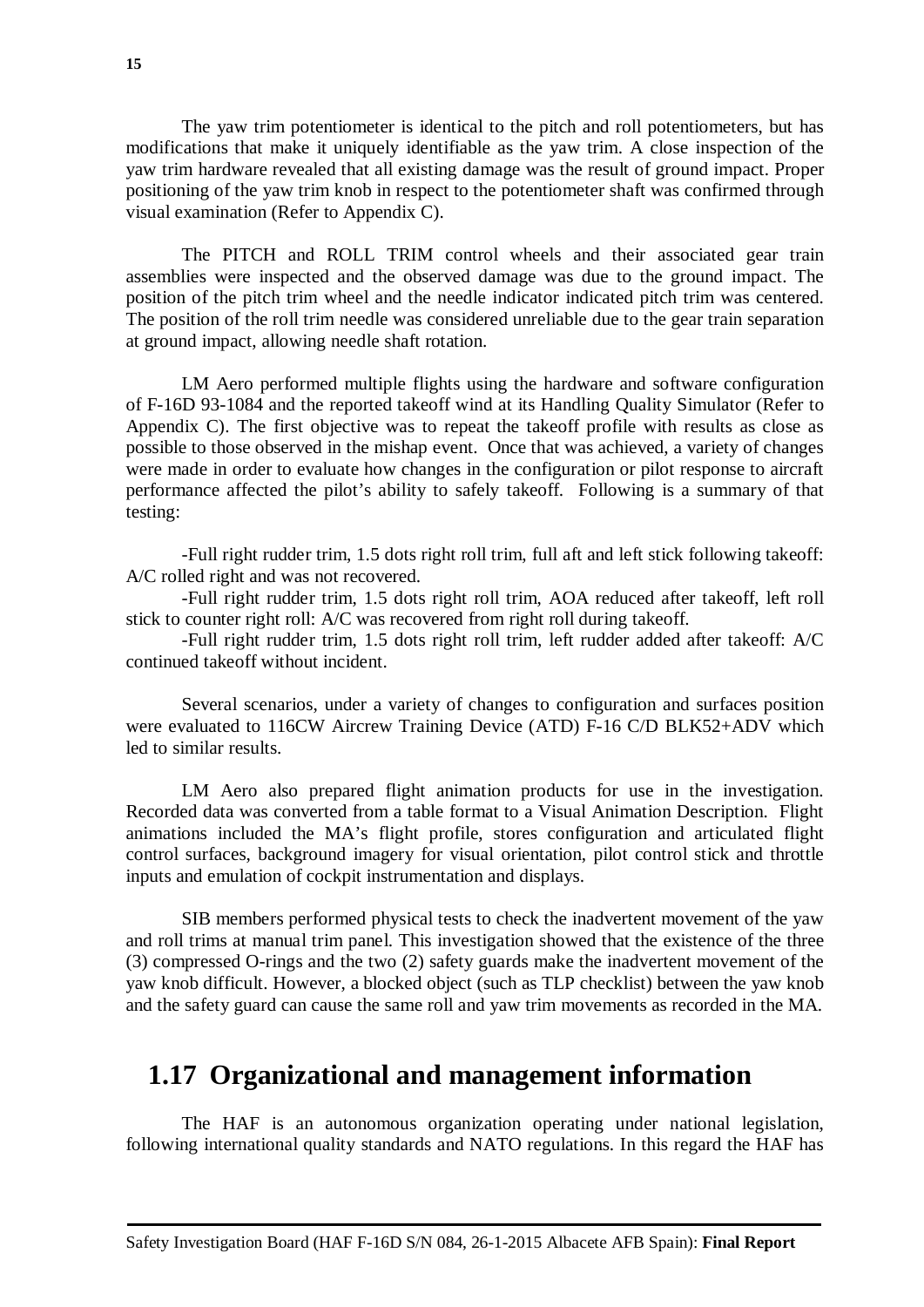The yaw trim potentiometer is identical to the pitch and roll potentiometers, but has modifications that make it uniquely identifiable as the yaw trim. A close inspection of the yaw trim hardware revealed that all existing damage was the result of ground impact. Proper positioning of the yaw trim knob in respect to the potentiometer shaft was confirmed through visual examination (Refer to Appendix C).

The PITCH and ROLL TRIM control wheels and their associated gear train assemblies were inspected and the observed damage was due to the ground impact. The position of the pitch trim wheel and the needle indicator indicated pitch trim was centered. The position of the roll trim needle was considered unreliable due to the gear train separation at ground impact, allowing needle shaft rotation.

LM Aero performed multiple flights using the hardware and software configuration of F-16D 93-1084 and the reported takeoff wind at its Handling Quality Simulator (Refer to Appendix C). The first objective was to repeat the takeoff profile with results as close as possible to those observed in the mishap event. Once that was achieved, a variety of changes were made in order to evaluate how changes in the configuration or pilot response to aircraft performance affected the pilot's ability to safely takeoff. Following is a summary of that testing:

-Full right rudder trim, 1.5 dots right roll trim, full aft and left stick following takeoff: A/C rolled right and was not recovered.

-Full right rudder trim, 1.5 dots right roll trim, AOA reduced after takeoff, left roll stick to counter right roll: A/C was recovered from right roll during takeoff.

-Full right rudder trim, 1.5 dots right roll trim, left rudder added after takeoff: A/C continued takeoff without incident.

Several scenarios, under a variety of changes to configuration and surfaces position were evaluated to 116CW Aircrew Training Device (ATD) F-16 C/D BLK52+ADV which led to similar results.

LM Aero also prepared flight animation products for use in the investigation. Recorded data was converted from a table format to a Visual Animation Description. Flight animations included the MA's flight profile, stores configuration and articulated flight control surfaces, background imagery for visual orientation, pilot control stick and throttle inputs and emulation of cockpit instrumentation and displays.

SIB members performed physical tests to check the inadvertent movement of the yaw and roll trims at manual trim panel. This investigation showed that the existence of the three (3) compressed O-rings and the two (2) safety guards make the inadvertent movement of the yaw knob difficult. However, a blocked object (such as TLP checklist) between the yaw knob and the safety guard can cause the same roll and yaw trim movements as recorded in the MA.

## 1.17 Organizational and management information

The HAF is an autonomous organization operating under national legislation, following international quality standards and NATO regulations. In this regard the HAF has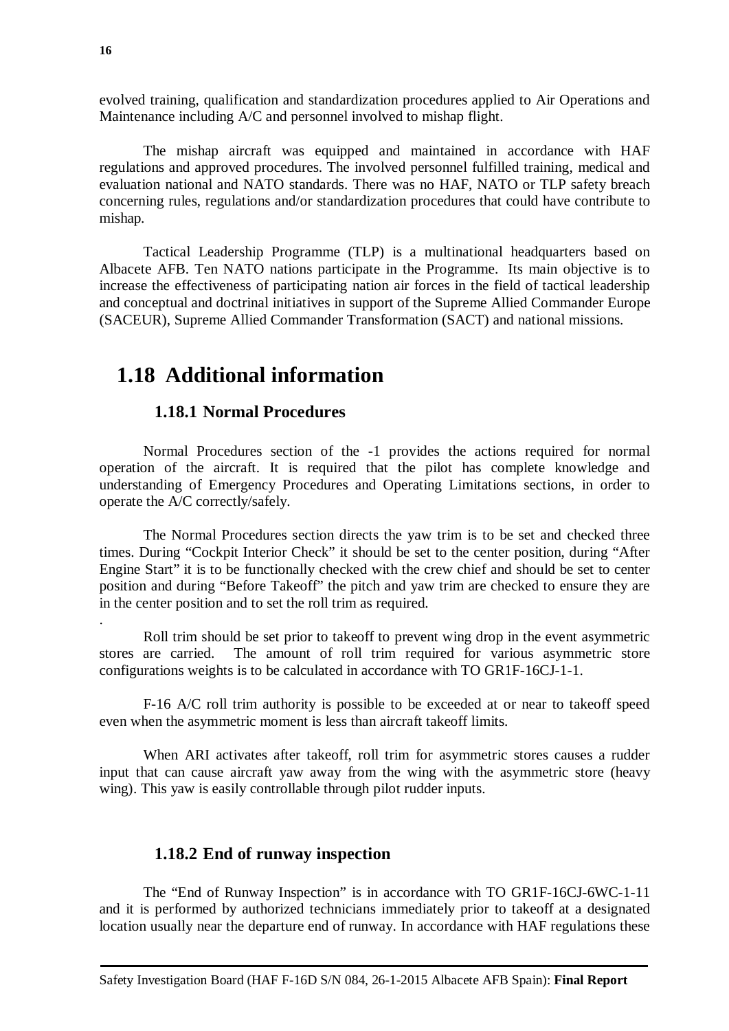evolved training, qualification and standardization procedures applied to Air Operations and Maintenance including A/C and personnel involved to mishap flight.

The mishap aircraft was equipped and maintained in accordance with HAF regulations and approved procedures. The involved personnel fulfilled training, medical and evaluation national and NATO standards. There was no HAF, NATO or TLP safety breach concerning rules, regulations and/or standardization procedures that could have contribute to mishap.

Tactical Leadership Programme (TLP) is a multinational headquarters based on Albacete AFB. Ten NATO nations participate in the Programme. Its main objective is to increase the effectiveness of participating nation air forces in the field of tactical leadership and conceptual and doctrinal initiatives in support of the Supreme Allied Commander Europe (SACEUR), Supreme Allied Commander Transformation (SACT) and national missions.

# 1.18 Additional information

## 1.18.1 Normal Procedures

Normal Procedures section of the -1 provides the actions required for normal operation of the aircraft. It is required that the pilot has complete knowledge and understanding of Emergency Procedures and Operating Limitations sections, in order to operate the A/C correctly/safely.

The Normal Procedures section directs the yaw trim is to be set and checked three times. During "Cockpit Interior Check" it should be set to the center position, during "After Engine Start" it is to be functionally checked with the crew chief and should be set to center position and during "Before Takeoff" the pitch and yaw trim are checked to ensure they are in the center position and to set the roll trim as required.

.

Roll trim should be set prior to takeoff to prevent wing drop in the event asymmetric stores are carried. The amount of roll trim required for various asymmetric store configurations weights is to be calculated in accordance with TO GR1F-16CJ-1-1.

F-16 A/C roll trim authority is possible to be exceeded at or near to takeoff speed even when the asymmetric moment is less than aircraft takeoff limits.

When ARI activates after takeoff, roll trim for asymmetric stores causes a rudder input that can cause aircraft yaw away from the wing with the asymmetric store (heavy wing). This yaw is easily controllable through pilot rudder inputs.

## 1.18.2 End of runway inspection

The "End of Runway Inspection" is in accordance with TO GR1F-16CJ-6WC-1-11 and it is performed by authorized technicians immediately prior to takeoff at a designated location usually near the departure end of runway. In accordance with HAF regulations these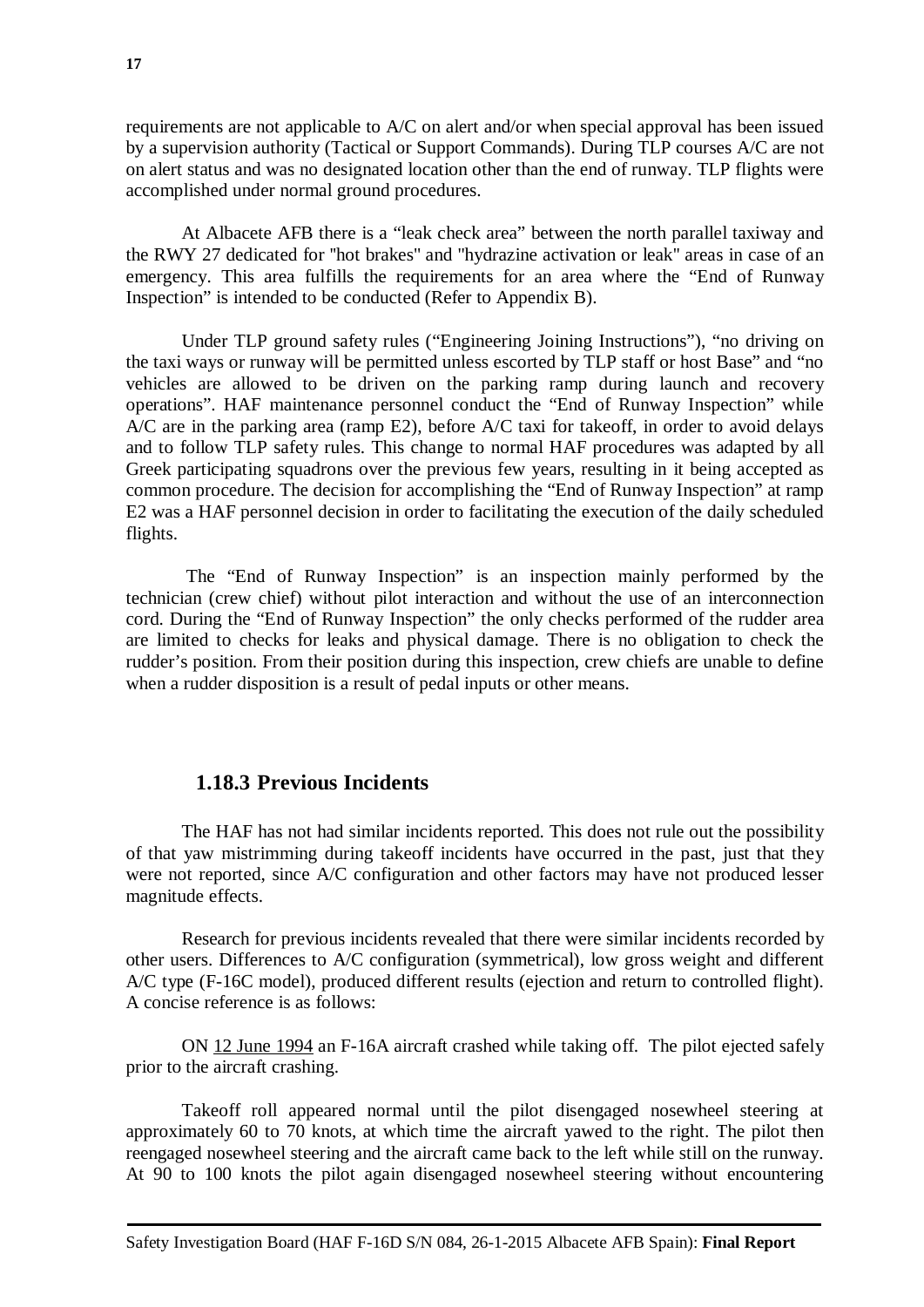requirements are not applicable to A/C on alert and/or when special approval has been issued by a supervision authority (Tactical or Support Commands). During TLP courses A/C are not on alert status and was no designated location other than the end of runway. TLP flights were accomplished under normal ground procedures.

At Albacete AFB there is a "leak check area" between the north parallel taxiway and the RWY 27 dedicated for "hot brakes" and "hydrazine activation or leak" areas in case of an emergency. This area fulfills the requirements for an area where the "End of Runway Inspection" is intended to be conducted (Refer to Appendix B).

Under TLP ground safety rules ("Engineering Joining Instructions"), "no driving on the taxi ways or runway will be permitted unless escorted by TLP staff or host Base" and "no vehicles are allowed to be driven on the parking ramp during launch and recovery operations". HAF maintenance personnel conduct the "End of Runway Inspection" while A/C are in the parking area (ramp E2), before A/C taxi for takeoff, in order to avoid delays and to follow TLP safety rules. This change to normal HAF procedures was adapted by all Greek participating squadrons over the previous few years, resulting in it being accepted as common procedure. The decision for accomplishing the "End of Runway Inspection" at ramp E2 was a HAF personnel decision in order to facilitating the execution of the daily scheduled flights.

The "End of Runway Inspection" is an inspection mainly performed by the technician (crew chief) without pilot interaction and without the use of an interconnection cord. During the "End of Runway Inspection" the only checks performed of the rudder area are limited to checks for leaks and physical damage. There is no obligation to check the rudder's position. From their position during this inspection, crew chiefs are unable to define when a rudder disposition is a result of pedal inputs or other means.

### 1.18.3 Previous Incidents

The HAF has not had similar incidents reported. This does not rule out the possibility of that yaw mistrimming during takeoff incidents have occurred in the past, just that they were not reported, since A/C configuration and other factors may have not produced lesser magnitude effects.

Research for previous incidents revealed that there were similar incidents recorded by other users. Differences to A/C configuration (symmetrical), low gross weight and different A/C type (F-16C model), produced different results (ejection and return to controlled flight). A concise reference is as follows:

ON 12 June 1994 an F-16A aircraft crashed while taking off. The pilot ejected safely prior to the aircraft crashing.

Takeoff roll appeared normal until the pilot disengaged nosewheel steering at approximately 60 to 70 knots, at which time the aircraft yawed to the right. The pilot then reengaged nosewheel steering and the aircraft came back to the left while still on the runway. At 90 to 100 knots the pilot again disengaged nosewheel steering without encountering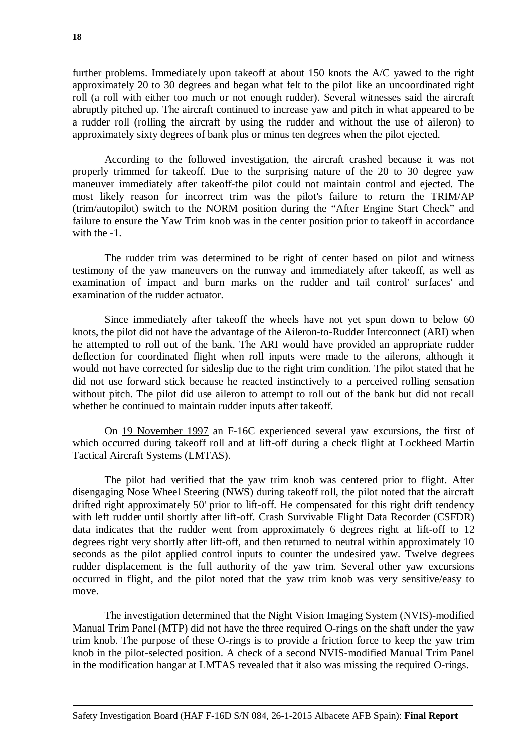further problems. Immediately upon takeoff at about 150 knots the A/C yawed to the right approximately 20 to 30 degrees and began what felt to the pilot like an uncoordinated right roll (a roll with either too much or not enough rudder). Several witnesses said the aircraft abruptly pitched up. The aircraft continued to increase yaw and pitch in what appeared to be a rudder roll (rolling the aircraft by using the rudder and without the use of aileron) to approximately sixty degrees of bank plus or minus ten degrees when the pilot ejected.

According to the followed investigation, the aircraft crashed because it was not properly trimmed for takeoff. Due to the surprising nature of the 20 to 30 degree yaw maneuver immediately after takeoff-the pilot could not maintain control and ejected. The most likely reason for incorrect trim was the pilot's failure to return the TRIM/AP (trim/autopilot) switch to the NORM position during the "After Engine Start Check" and failure to ensure the Yaw Trim knob was in the center position prior to takeoff in accordance with the -1.

The rudder trim was determined to be right of center based on pilot and witness testimony of the yaw maneuvers on the runway and immediately after takeoff, as well as examination of impact and burn marks on the rudder and tail control' surfaces' and examination of the rudder actuator.

Since immediately after takeoff the wheels have not yet spun down to below 60 knots, the pilot did not have the advantage of the Aileron-to-Rudder Interconnect (ARI) when he attempted to roll out of the bank. The ARI would have provided an appropriate rudder deflection for coordinated flight when roll inputs were made to the ailerons, although it would not have corrected for sideslip due to the right trim condition. The pilot stated that he did not use forward stick because he reacted instinctively to a perceived rolling sensation without pitch. The pilot did use aileron to attempt to roll out of the bank but did not recall whether he continued to maintain rudder inputs after takeoff.

On <u>19 November 1997</u> an F-16C experienced several yaw excursions, the first of which occurred during takeoff roll and at lift-off during a check flight at Lockheed Martin Tactical Aircraft Systems (LMTAS).

The pilot had verified that the yaw trim knob was centered prior to flight. After disengaging Nose Wheel Steering (NWS) during takeoff roll, the pilot noted that the aircraft drifted right approximately 50' prior to lift-off. He compensated for this right drift tendency with left rudder until shortly after lift-off. Crash Survivable Flight Data Recorder (CSFDR) data indicates that the rudder went from approximately 6 degrees right at lift-off to 12 degrees right very shortly after lift-off, and then returned to neutral within approximately 10 seconds as the pilot applied control inputs to counter the undesired yaw. Twelve degrees rudder displacement is the full authority of the yaw trim. Several other yaw excursions occurred in flight, and the pilot noted that the yaw trim knob was very sensitive/easy to move.

The investigation determined that the Night Vision Imaging System (NVIS)-modified Manual Trim Panel (MTP) did not have the three required O-rings on the shaft under the yaw trim knob. The purpose of these O-rings is to provide a friction force to keep the yaw trim knob in the pilot-selected position. A check of a second NVIS-modified Manual Trim Panel in the modification hangar at LMTAS revealed that it also was missing the required O-rings.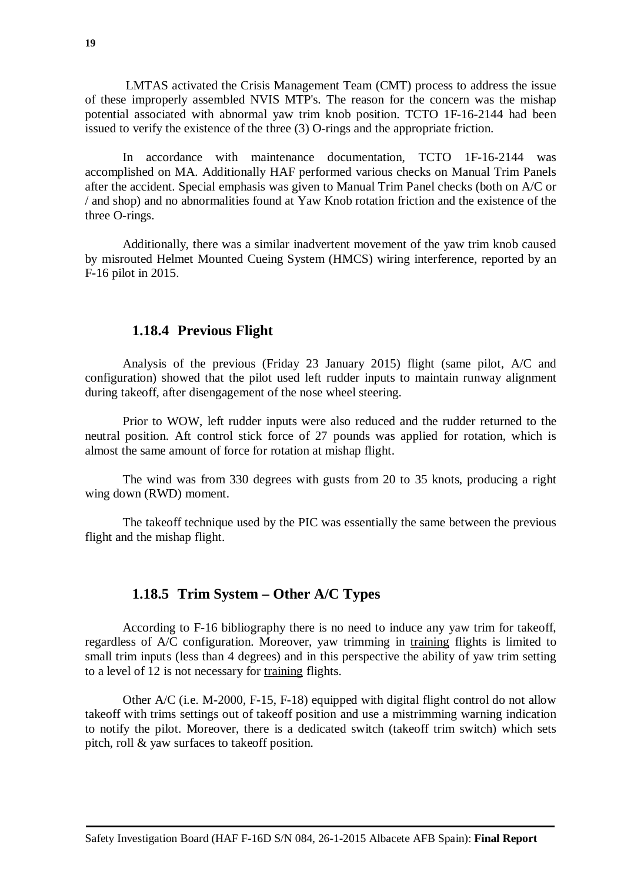LMTAS activated the Crisis Management Team (CMT) process to address the issue of these improperly assembled NVIS MTP's. The reason for the concern was the mishap potential associated with abnormal yaw trim knob position. TCTO 1F-16-2144 had been issued to verify the existence of the three (3) O-rings and the appropriate friction.

In accordance with maintenance documentation, TCTO 1F-16-2144 was accomplished on MA. Additionally HAF performed various checks on Manual Trim Panels after the accident. Special emphasis was given to Manual Trim Panel checks (both on A/C or / and shop) and no abnormalities found at Yaw Knob rotation friction and the existence of the three O-rings.

Additionally, there was a similar inadvertent movement of the yaw trim knob caused by misrouted Helmet Mounted Cueing System (HMCS) wiring interference, reported by an F-16 pilot in 2015.

### 1.18.4 Previous Flight

Analysis of the previous (Friday 23 January 2015) flight (same pilot, A/C and configuration) showed that the pilot used left rudder inputs to maintain runway alignment during takeoff, after disengagement of the nose wheel steering.

Prior to WOW, left rudder inputs were also reduced and the rudder returned to the neutral position. Aft control stick force of 27 pounds was applied for rotation, which is almost the same amount of force for rotation at mishap flight.

The wind was from 330 degrees with gusts from 20 to 35 knots, producing a right wing down (RWD) moment.

The takeoff technique used by the PIC was essentially the same between the previous flight and the mishap flight.

### 1.18.5 Trim System – Other A/C Types

According to F-16 bibliography there is no need to induce any yaw trim for takeoff, regardless of A/C configuration. Moreover, yaw trimming in <u>training</u> flights is limited to small trim inputs (less than 4 degrees) and in this perspective the ability of yaw trim setting to a level of 12 is not necessary for <u>training</u> flights.

Other A/C (i.e. M-2000, F-15, F-18) equipped with digital flight control do not allow takeoff with trims settings out of takeoff position and use a mistrimming warning indication to notify the pilot. Moreover, there is a dedicated switch (takeoff trim switch) which sets pitch, roll & yaw surfaces to takeoff position.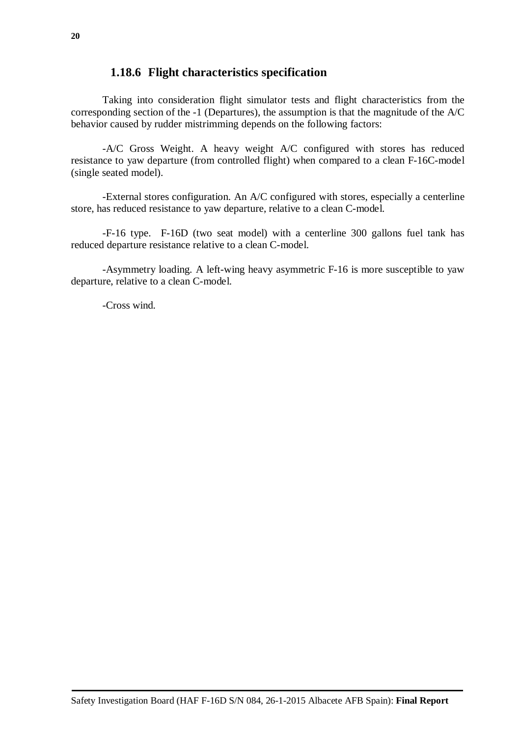### 1.18.6 Flight characteristics specification

Taking into consideration flight simulator tests and flight characteristics from the corresponding section of the -1 (Departures), the assumption is that the magnitude of the A/C behavior caused by rudder mistrimming depends on the following factors:

-A/C Gross Weight. A heavy weight A/C configured with stores has reduced resistance to yaw departure (from controlled flight) when compared to a clean F-16C-model (single seated model).

-External stores configuration. An A/C configured with stores, especially a centerline store, has reduced resistance to yaw departure, relative to a clean C-model.

-F-16 type. F-16D (two seat model) with a centerline 300 gallons fuel tank has reduced departure resistance relative to a clean C-model.

-Asymmetry loading. A left-wing heavy asymmetric F-16 is more susceptible to yaw departure, relative to a clean C-model.

-Cross wind.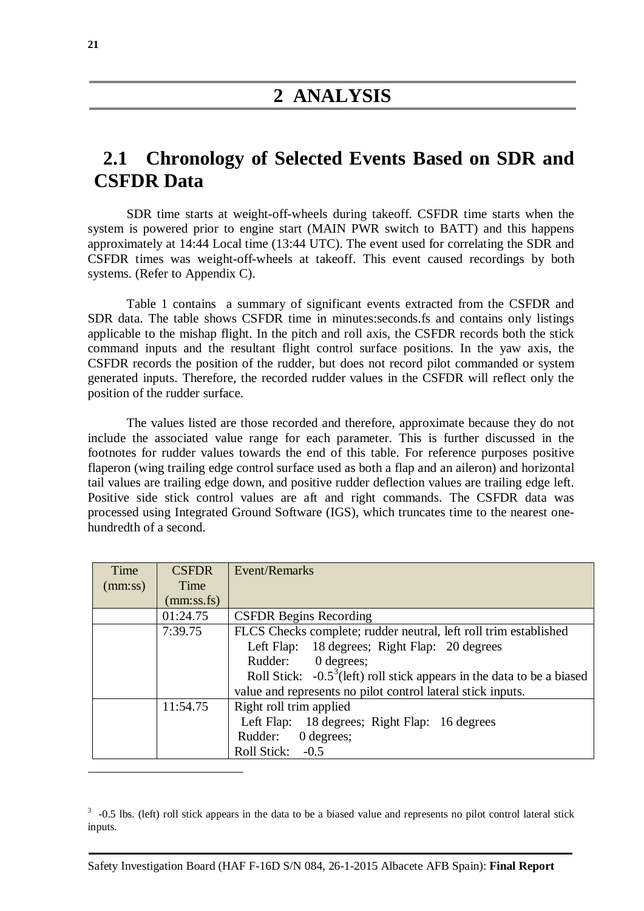# 2 ANALYSIS

## 2.1 Chronology of Selected Events Based on SDR and CSFDR Data

SDR time starts at weight-off-wheels during takeoff. CSFDR time starts when the system is powered prior to engine start (MAIN PWR switch to BATT) and this happens approximately at 14:44 Local time (13:44 UTC). The event used for correlating the SDR and CSFDR times was weight-off-wheels at takeoff. This event caused recordings by both systems. (Refer to Appendix C).

Table 1 contains a summary of significant events extracted from the CSFDR and SDR data. The table shows CSFDR time in minutes:seconds.fs and contains only listings applicable to the mishap flight. In the pitch and roll axis, the CSFDR records both the stick command inputs and the resultant flight control surface positions. In the yaw axis, the CSFDR records the position of the rudder, but does not record pilot commanded or system generated inputs. Therefore, the recorded rudder values in the CSFDR will reflect only the position of the rudder surface.

The values listed are those recorded and therefore, approximate because they do not include the associated value range for each parameter. This is further discussed in the footnotes for rudder values towards the end of this table. For reference purposes positive flaperon (wing trailing edge control surface used as both a flap and an aileron) and horizontal tail values are trailing edge down, and positive rudder deflection values are trailing edge left. Positive side stick control values are aft and right commands. The CSFDR data was processed using Integrated Ground Software (IGS), which truncates time to the nearest one-hundredth of a second.

| Time (mm:ss) | CSFDR Time (mm:ss.fs) | Event/Remarks |
|---|---|---|
| | 01:24.75 | CSFDR Begins Recording |
| | 7:39.75 | FLCS Checks complete; rudder neutral, left roll trim established<br>Left Flap: 18 degrees; Right Flap: 20 degrees<br>Rudder: 0 degrees;<br>Roll Stick: -0.5[3](left) roll stick appears in the data to be a biased value and represents no pilot control lateral stick inputs. |
| | 11:54.75 | Right roll trim applied<br>Left Flap: 18 degrees; Right Flap: 16 degrees<br>Rudder: 0 degrees;<br>Roll Stick: -0.5 |

[3] -0.5 lbs. (left) roll stick appears in the data to be a biased value and represents no pilot control lateral stick inputs.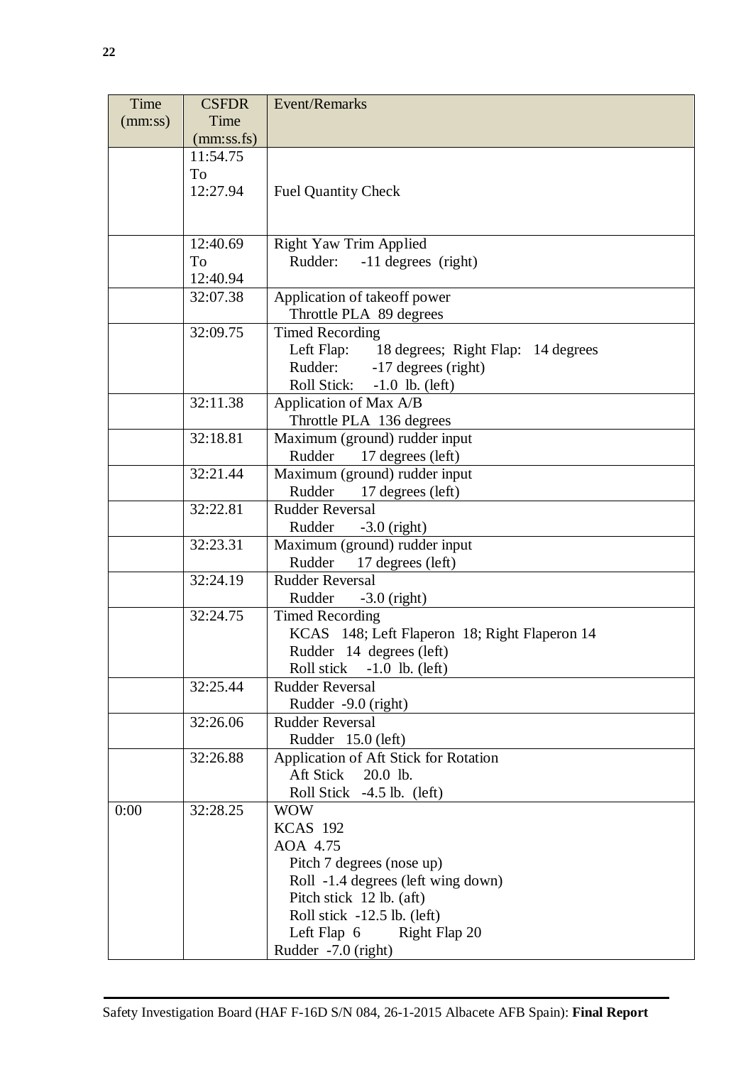| Time (mm:ss) | CSFDR Time (mm:ss.fs) | Event/Remarks |
|---|---|---|
| | 11:54.75 To 12:27.94 | Fuel Quantity Check |
| | 12:40.69 To 12:40.94 | Right Yaw Trim Applied<br>Rudder: -11 degrees (right) |
| | 32:07.38 | Application of takeoff power<br>Throttle PLA 89 degrees |
| | 32:09.75 | Timed Recording<br>Left Flap: 18 degrees; Right Flap: 14 degrees<br>Rudder: -17 degrees (right)<br>Roll Stick: -1.0 lb. (left) |
| | 32:11.38 | Application of Max A/B<br>Throttle PLA 136 degrees |
| | 32:18.81 | Maximum (ground) rudder input<br>Rudder 17 degrees (left) |
| | 32:21.44 | Maximum (ground) rudder input<br>Rudder 17 degrees (left) |
| | 32:22.81 | Rudder Reversal<br>Rudder -3.0 (right) |
| | 32:23.31 | Maximum (ground) rudder input<br>Rudder 17 degrees (left) |
| | 32:24.19 | Rudder Reversal<br>Rudder -3.0 (right) |
| | 32:24.75 | Timed Recording<br>KCAS 148; Left Flaperon 18; Right Flaperon 14<br>Rudder 14 degrees (left)<br>Roll stick -1.0 lb. (left) |
| | 32:25.44 | Rudder Reversal<br>Rudder -9.0 (right) |
| | 32:26.06 | Rudder Reversal<br>Rudder 15.0 (left) |
| | 32:26.88 | Application of Aft Stick for Rotation<br>Aft Stick 20.0 lb.<br>Roll Stick -4.5 lb. (left) |
| 0:00 | 32:28.25 | WOW<br>KCAS 192<br>AOA 4.75<br>Pitch 7 degrees (nose up)<br>Roll -1.4 degrees (left wing down)<br>Pitch stick 12 lb. (aft)<br>Roll stick -12.5 lb. (left)<br>Left Flap 6 Right Flap 20<br>Rudder -7.0 (right) |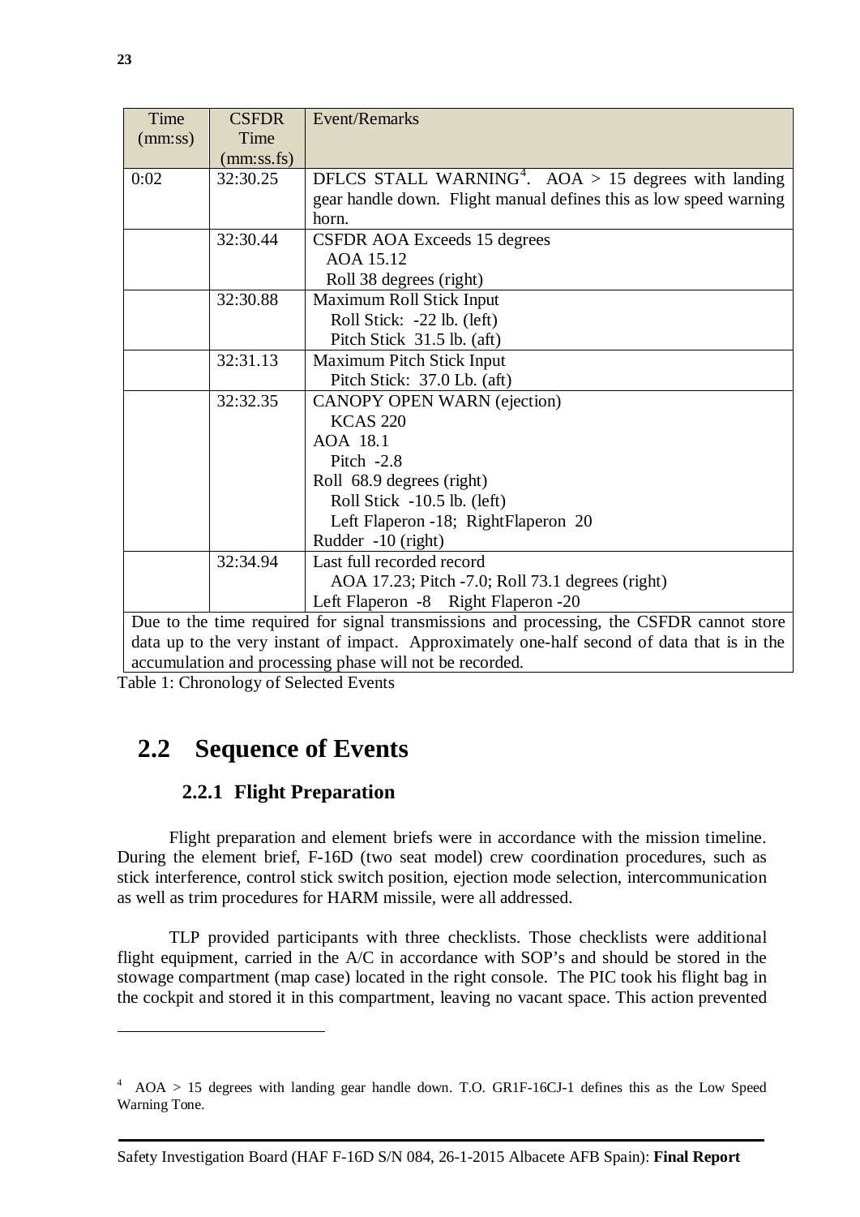| Time (mm:ss) | CSFDR Time (mm:ss.fs) | Event/Remarks |
|---|---|---|
| 0:02 | 32:30.25 | DFLCS STALL WARNING[4]. AOA > 15 degrees with landing gear handle down. Flight manual defines this as low speed warning horn. |
| | 32:30.44 | CSFDR AOA Exceeds 15 degrees<br>AOA 15.12<br>Roll 38 degrees (right) |
| | 32:30.88 | Maximum Roll Stick Input<br>Roll Stick: -22 lb. (left)<br>Pitch Stick 31.5 lb. (aft) |
| | 32:31.13 | Maximum Pitch Stick Input<br>Pitch Stick: 37.0 Lb. (aft) |
| | 32:32.35 | CANOPY OPEN WARN (ejection)<br>KCAS 220<br>AOA 18.1<br>Pitch -2.8<br>Roll 68.9 degrees (right)<br>Roll Stick -10.5 lb. (left)<br>Left Flaperon -18; RightFlaperon 20<br>Rudder -10 (right) |
| | 32:34.94 | Last full recorded record<br>AOA 17.23; Pitch -7.0; Roll 73.1 degrees (right)<br>Left Flaperon -8 Right Flaperon -20 |
| Due to the time required for signal transmissions and processing, the CSFDR cannot store data up to the very instant of impact. Approximately one-half second of data that is in the accumulation and processing phase will not be recorded. | | |

Table 1: Chronology of Selected Events

## 2.2 Sequence of Events

### 2.2.1 Flight Preparation

Flight preparation and element briefs were in accordance with the mission timeline. During the element brief, F-16D (two seat model) crew coordination procedures, such as stick interference, control stick switch position, ejection mode selection, intercommunication as well as trim procedures for HARM missile, were all addressed.

TLP provided participants with three checklists. Those checklists were additional flight equipment, carried in the A/C in accordance with SOP's and should be stored in the stowage compartment (map case) located in the right console. The PIC took his flight bag in the cockpit and stored it in this compartment, leaving no vacant space. This action prevented

[4] AOA > 15 degrees with landing gear handle down. T.O. GR1F-16CJ-1 defines this as the Low Speed Warning Tone.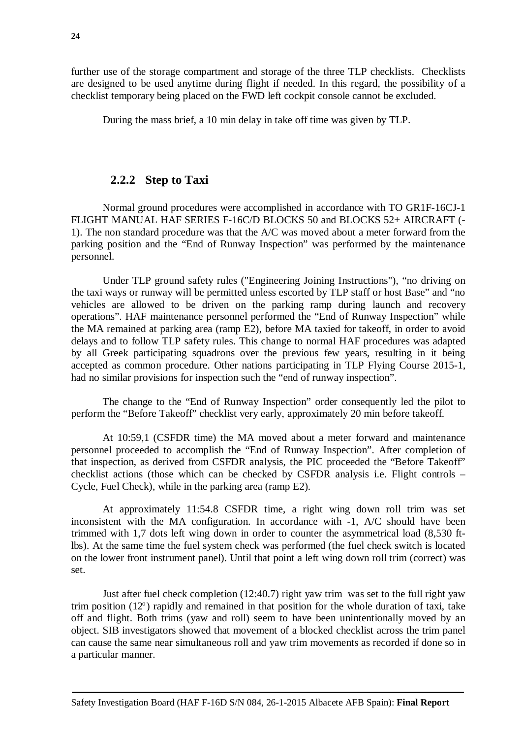further use of the storage compartment and storage of the three TLP checklists. Checklists are designed to be used anytime during flight if needed. In this regard, the possibility of a checklist temporary being placed on the FWD left cockpit console cannot be excluded.

During the mass brief, a 10 min delay in take off time was given by TLP.

### 2.2.2 Step to Taxi

Normal ground procedures were accomplished in accordance with TO GR1F-16CJ-1 FLIGHT MANUAL HAF SERIES F-16C/D BLOCKS 50 and BLOCKS 52+ AIRCRAFT (-1). The non standard procedure was that the A/C was moved about a meter forward from the parking position and the "End of Runway Inspection" was performed by the maintenance personnel.

Under TLP ground safety rules ("Engineering Joining Instructions"), "no driving on the taxi ways or runway will be permitted unless escorted by TLP staff or host Base" and "no vehicles are allowed to be driven on the parking ramp during launch and recovery operations". HAF maintenance personnel performed the "End of Runway Inspection" while the MA remained at parking area (ramp E2), before MA taxied for takeoff, in order to avoid delays and to follow TLP safety rules. This change to normal HAF procedures was adapted by all Greek participating squadrons over the previous few years, resulting in it being accepted as common procedure. Other nations participating in TLP Flying Course 2015-1, had no similar provisions for inspection such the "end of runway inspection".

The change to the "End of Runway Inspection" order consequently led the pilot to perform the "Before Takeoff" checklist very early, approximately 20 min before takeoff.

At 10:59,1 (CSFDR time) the MA moved about a meter forward and maintenance personnel proceeded to accomplish the "End of Runway Inspection". After completion of that inspection, as derived from CSFDR analysis, the PIC proceeded the "Before Takeoff" checklist actions (those which can be checked by CSFDR analysis i.e. Flight controls – Cycle, Fuel Check), while in the parking area (ramp E2).

At approximately 11:54.8 CSFDR time, a right wing down roll trim was set inconsistent with the MA configuration. In accordance with -1, A/C should have been trimmed with 1,7 dots left wing down in order to counter the asymmetrical load (8,530 ft-lbs). At the same time the fuel system check was performed (the fuel check switch is located on the lower front instrument panel). Until that point a left wing down roll trim (correct) was set.

Just after fuel check completion (12:40.7) right yaw trim was set to the full right yaw trim position (12º) rapidly and remained in that position for the whole duration of taxi, take off and flight. Both trims (yaw and roll) seem to have been unintentionally moved by an object. SIB investigators showed that movement of a blocked checklist across the trim panel can cause the same near simultaneous roll and yaw trim movements as recorded if done so in a particular manner.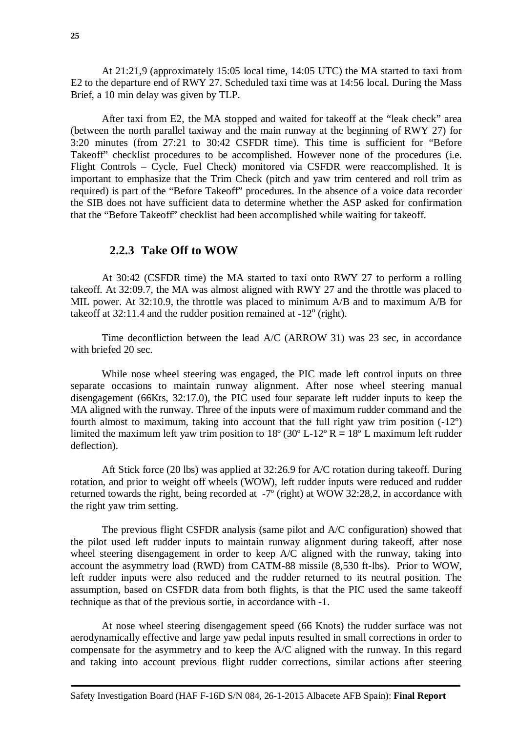At 21:21,9 (approximately 15:05 local time, 14:05 UTC) the MA started to taxi from E2 to the departure end of RWY 27. Scheduled taxi time was at 14:56 local. During the Mass Brief, a 10 min delay was given by TLP.

After taxi from E2, the MA stopped and waited for takeoff at the "leak check" area (between the north parallel taxiway and the main runway at the beginning of RWY 27) for 3:20 minutes (from 27:21 to 30:42 CSFDR time). This time is sufficient for "Before Takeoff" checklist procedures to be accomplished. However none of the procedures (i.e. Flight Controls – Cycle, Fuel Check) monitored via CSFDR were reaccomplished. It is important to emphasize that the Trim Check (pitch and yaw trim centered and roll trim as required) is part of the "Before Takeoff" procedures. In the absence of a voice data recorder the SIB does not have sufficient data to determine whether the ASP asked for confirmation that the "Before Takeoff" checklist had been accomplished while waiting for takeoff.

### 2.2.3 Take Off to WOW

At 30:42 (CSFDR time) the MA started to taxi onto RWY 27 to perform a rolling takeoff. At 32:09.7, the MA was almost aligned with RWY 27 and the throttle was placed to MIL power. At 32:10.9, the throttle was placed to minimum A/B and to maximum A/B for takeoff at 32:11.4 and the rudder position remained at -12º (right).

Time deconfliction between the lead A/C (ARROW 31) was 23 sec, in accordance with briefed 20 sec.

While nose wheel steering was engaged, the PIC made left control inputs on three separate occasions to maintain runway alignment. After nose wheel steering manual disengagement (66Kts, 32:17.0), the PIC used four separate left rudder inputs to keep the MA aligned with the runway. Three of the inputs were of maximum rudder command and the fourth almost to maximum, taking into account that the full right yaw trim position (-12º) limited the maximum left yaw trim position to 18º (30º L-12º R = 18º L maximum left rudder deflection).

Aft Stick force (20 lbs) was applied at 32:26.9 for A/C rotation during takeoff. During rotation, and prior to weight off wheels (WOW), left rudder inputs were reduced and rudder returned towards the right, being recorded at -7º (right) at WOW 32:28,2, in accordance with the right yaw trim setting.

The previous flight CSFDR analysis (same pilot and A/C configuration) showed that the pilot used left rudder inputs to maintain runway alignment during takeoff, after nose wheel steering disengagement in order to keep A/C aligned with the runway, taking into account the asymmetry load (RWD) from CATM-88 missile (8,530 ft-lbs). Prior to WOW, left rudder inputs were also reduced and the rudder returned to its neutral position. The assumption, based on CSFDR data from both flights, is that the PIC used the same takeoff technique as that of the previous sortie, in accordance with -1.

At nose wheel steering disengagement speed (66 Knots) the rudder surface was not aerodynamically effective and large yaw pedal inputs resulted in small corrections in order to compensate for the asymmetry and to keep the A/C aligned with the runway. In this regard and taking into account previous flight rudder corrections, similar actions after steering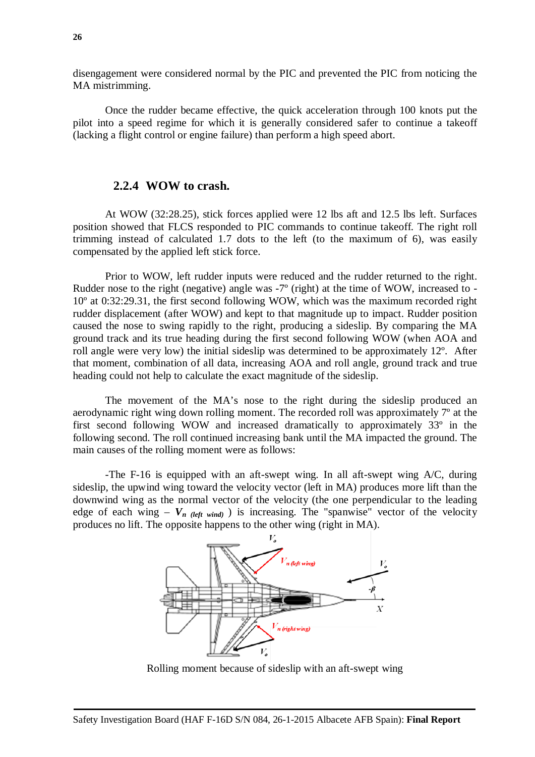disengagement were considered normal by the PIC and prevented the PIC from noticing the MA mistrimming.

Once the rudder became effective, the quick acceleration through 100 knots put the pilot into a speed regime for which it is generally considered safer to continue a takeoff (lacking a flight control or engine failure) than perform a high speed abort.

### 2.2.4 WOW to crash.

At WOW (32:28.25), stick forces applied were 12 lbs aft and 12.5 lbs left. Surfaces position showed that FLCS responded to PIC commands to continue takeoff. The right roll trimming instead of calculated 1.7 dots to the left (to the maximum of 6), was easily compensated by the applied left stick force.

Prior to WOW, left rudder inputs were reduced and the rudder returned to the right. Rudder nose to the right (negative) angle was -7º (right) at the time of WOW, increased to -10º at 0:32:29.31, the first second following WOW, which was the maximum recorded right rudder displacement (after WOW) and kept to that magnitude up to impact. Rudder position caused the nose to swing rapidly to the right, producing a sideslip. By comparing the MA ground track and its true heading during the first second following WOW (when AOA and roll angle were very low) the initial sideslip was determined to be approximately 12º. After that moment, combination of all data, increasing AOA and roll angle, ground track and true heading could not help to calculate the exact magnitude of the sideslip.

The movement of the MA's nose to the right during the sideslip produced an aerodynamic right wing down rolling moment. The recorded roll was approximately 7º at the first second following WOW and increased dramatically to approximately 33º in the following second. The roll continued increasing bank until the MA impacted the ground. The main causes of the rolling moment were as follows:

-The F-16 is equipped with an aft-swept wing. In all aft-swept wing A/C, during sideslip, the upwind wing toward the velocity vector (left in MA) produces more lift than the downwind wing as the normal vector of the velocity (the one perpendicular to the leading edge of each wing – $V_{n\ (left\ wind)}$ ) is increasing. The "spanwise" vector of the velocity produces no lift. The opposite happens to the other wing (right in MA).

Rolling moment because of sideslip with an aft-swept wing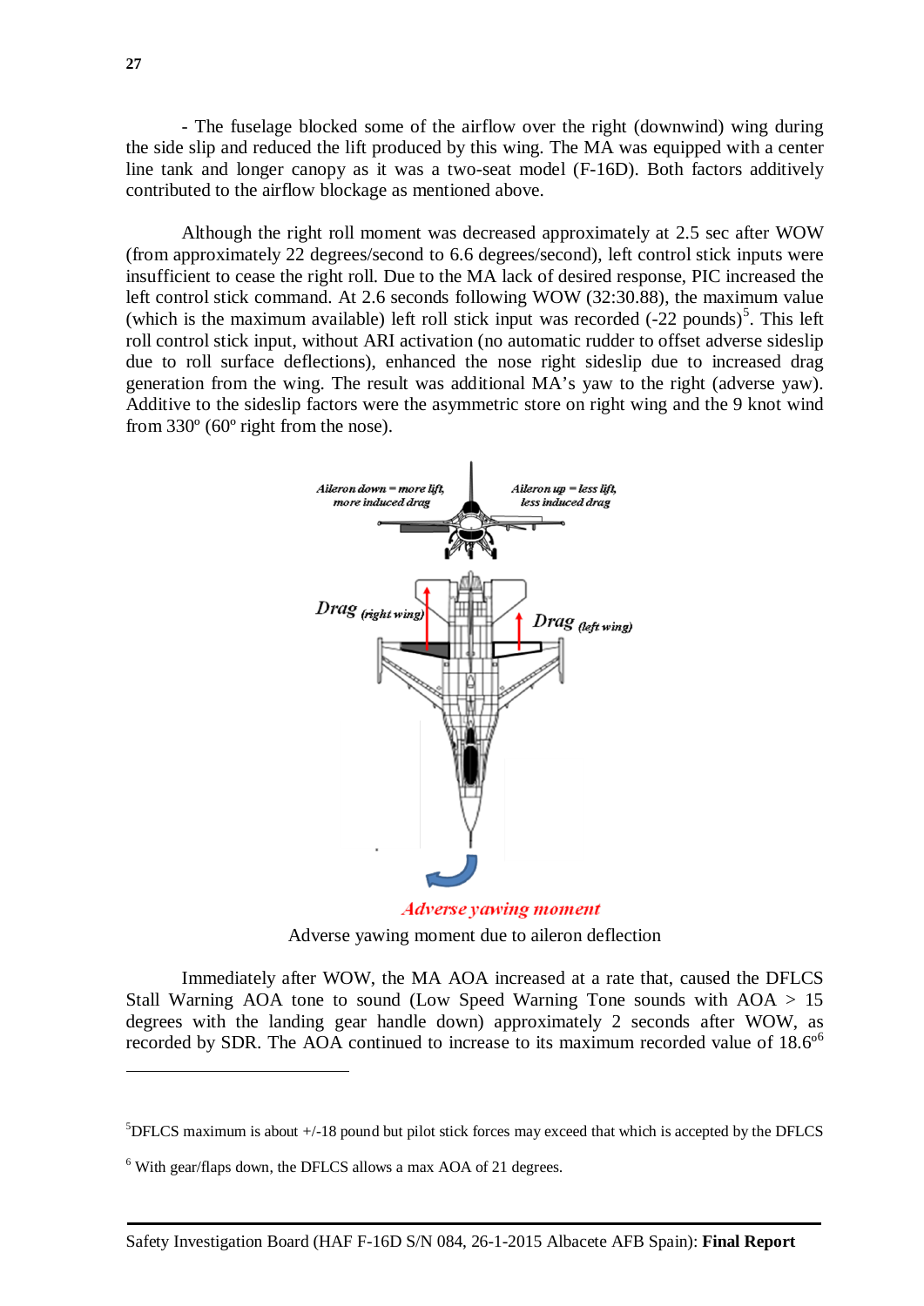- The fuselage blocked some of the airflow over the right (downwind) wing during the side slip and reduced the lift produced by this wing. The MA was equipped with a center line tank and longer canopy as it was a two-seat model (F-16D). Both factors additively contributed to the airflow blockage as mentioned above.

Although the right roll moment was decreased approximately at 2.5 sec after WOW (from approximately 22 degrees/second to 6.6 degrees/second), left control stick inputs were insufficient to cease the right roll. Due to the MA lack of desired response, PIC increased the left control stick command. At 2.6 seconds following WOW (32:30.88), the maximum value (which is the maximum available) left roll stick input was recorded (-22 pounds)[5]. This left roll control stick input, without ARI activation (no automatic rudder to offset adverse sideslip due to roll surface deflections), enhanced the nose right sideslip due to increased drag generation from the wing. The result was additional MA's yaw to the right (adverse yaw). Additive to the sideslip factors were the asymmetric store on right wing and the 9 knot wind from 330º (60º right from the nose).

Adverse yawing moment due to aileron deflection

Immediately after WOW, the MA AOA increased at a rate that, caused the DFLCS Stall Warning AOA tone to sound (Low Speed Warning Tone sounds with AOA > 15 degrees with the landing gear handle down) approximately 2 seconds after WOW, as recorded by SDR. The AOA continued to increase to its maximum recorded value of 18.6º[6]

---

[5] DFLCS maximum is about +/-18 pound but pilot stick forces may exceed that which is accepted by the DFLCS

[6] With gear/flaps down, the DFLCS allows a max AOA of 21 degrees.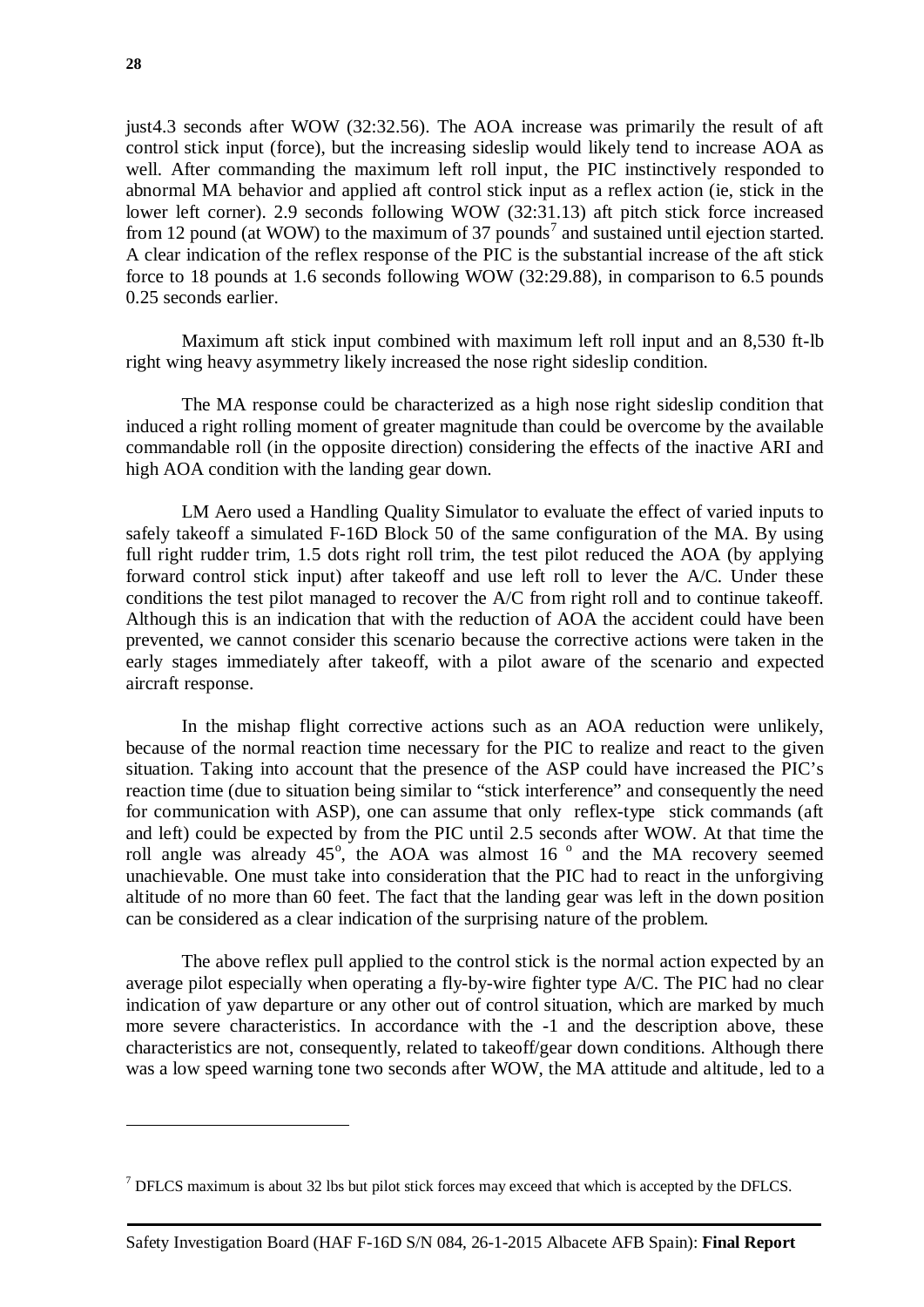just4.3 seconds after WOW (32:32.56). The AOA increase was primarily the result of aft control stick input (force), but the increasing sideslip would likely tend to increase AOA as well. After commanding the maximum left roll input, the PIC instinctively responded to abnormal MA behavior and applied aft control stick input as a reflex action (ie, stick in the lower left corner). 2.9 seconds following WOW (32:31.13) aft pitch stick force increased from 12 pound (at WOW) to the maximum of 37 pounds[7] and sustained until ejection started. A clear indication of the reflex response of the PIC is the substantial increase of the aft stick force to 18 pounds at 1.6 seconds following WOW (32:29.88), in comparison to 6.5 pounds 0.25 seconds earlier.

Maximum aft stick input combined with maximum left roll input and an 8,530 ft-lb right wing heavy asymmetry likely increased the nose right sideslip condition.

The MA response could be characterized as a high nose right sideslip condition that induced a right rolling moment of greater magnitude than could be overcome by the available commandable roll (in the opposite direction) considering the effects of the inactive ARI and high AOA condition with the landing gear down.

LM Aero used a Handling Quality Simulator to evaluate the effect of varied inputs to safely takeoff a simulated F-16D Block 50 of the same configuration of the MA. By using full right rudder trim, 1.5 dots right roll trim, the test pilot reduced the AOA (by applying forward control stick input) after takeoff and use left roll to lever the A/C. Under these conditions the test pilot managed to recover the A/C from right roll and to continue takeoff. Although this is an indication that with the reduction of AOA the accident could have been prevented, we cannot consider this scenario because the corrective actions were taken in the early stages immediately after takeoff, with a pilot aware of the scenario and expected aircraft response.

In the mishap flight corrective actions such as an AOA reduction were unlikely, because of the normal reaction time necessary for the PIC to realize and react to the given situation. Taking into account that the presence of the ASP could have increased the PIC's reaction time (due to situation being similar to "stick interference" and consequently the need for communication with ASP), one can assume that only reflex-type stick commands (aft and left) could be expected by from the PIC until 2.5 seconds after WOW. At that time the roll angle was already $45^{o}$, the AOA was almost 16 $^{o}$ and the MA recovery seemed unachievable. One must take into consideration that the PIC had to react in the unforgiving altitude of no more than 60 feet. The fact that the landing gear was left in the down position can be considered as a clear indication of the surprising nature of the problem.

The above reflex pull applied to the control stick is the normal action expected by an average pilot especially when operating a fly-by-wire fighter type A/C. The PIC had no clear indication of yaw departure or any other out of control situation, which are marked by much more severe characteristics. In accordance with the -1 and the description above, these characteristics are not, consequently, related to takeoff/gear down conditions. Although there was a low speed warning tone two seconds after WOW, the MA attitude and altitude, led to a

---

[7] DFLCS maximum is about 32 lbs but pilot stick forces may exceed that which is accepted by the DFLCS.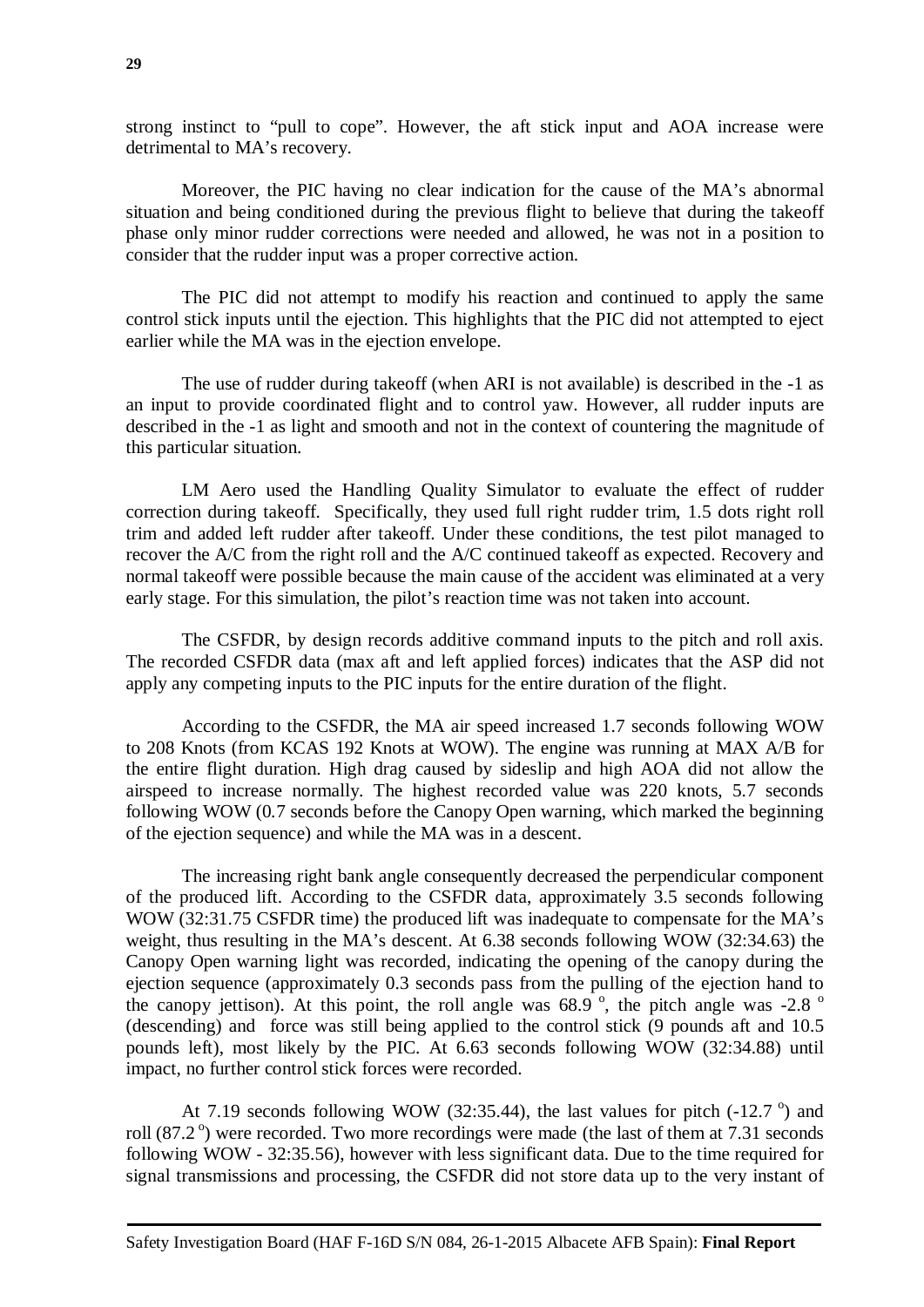strong instinct to "pull to cope". However, the aft stick input and AOA increase were detrimental to MA's recovery.

Moreover, the PIC having no clear indication for the cause of the MA's abnormal situation and being conditioned during the previous flight to believe that during the takeoff phase only minor rudder corrections were needed and allowed, he was not in a position to consider that the rudder input was a proper corrective action.

The PIC did not attempt to modify his reaction and continued to apply the same control stick inputs until the ejection. This highlights that the PIC did not attempted to eject earlier while the MA was in the ejection envelope.

The use of rudder during takeoff (when ARI is not available) is described in the -1 as an input to provide coordinated flight and to control yaw. However, all rudder inputs are described in the -1 as light and smooth and not in the context of countering the magnitude of this particular situation.

LM Aero used the Handling Quality Simulator to evaluate the effect of rudder correction during takeoff. Specifically, they used full right rudder trim, 1.5 dots right roll trim and added left rudder after takeoff. Under these conditions, the test pilot managed to recover the A/C from the right roll and the A/C continued takeoff as expected. Recovery and normal takeoff were possible because the main cause of the accident was eliminated at a very early stage. For this simulation, the pilot's reaction time was not taken into account.

The CSFDR, by design records additive command inputs to the pitch and roll axis. The recorded CSFDR data (max aft and left applied forces) indicates that the ASP did not apply any competing inputs to the PIC inputs for the entire duration of the flight.

According to the CSFDR, the MA air speed increased 1.7 seconds following WOW to 208 Knots (from KCAS 192 Knots at WOW). The engine was running at MAX A/B for the entire flight duration. High drag caused by sideslip and high AOA did not allow the airspeed to increase normally. The highest recorded value was 220 knots, 5.7 seconds following WOW (0.7 seconds before the Canopy Open warning, which marked the beginning of the ejection sequence) and while the MA was in a descent.

The increasing right bank angle consequently decreased the perpendicular component of the produced lift. According to the CSFDR data, approximately 3.5 seconds following WOW (32:31.75 CSFDR time) the produced lift was inadequate to compensate for the MA's weight, thus resulting in the MA's descent. At 6.38 seconds following WOW (32:34.63) the Canopy Open warning light was recorded, indicating the opening of the canopy during the ejection sequence (approximately 0.3 seconds pass from the pulling of the ejection hand to the canopy jettison). At this point, the roll angle was 68.9 °, the pitch angle was -2.8 ° (descending) and force was still being applied to the control stick (9 pounds aft and 10.5 pounds left), most likely by the PIC. At 6.63 seconds following WOW (32:34.88) until impact, no further control stick forces were recorded.

At 7.19 seconds following WOW (32:35.44), the last values for pitch (-12.7 °) and roll (87.2 °) were recorded. Two more recordings were made (the last of them at 7.31 seconds following WOW - 32:35.56), however with less significant data. Due to the time required for signal transmissions and processing, the CSFDR did not store data up to the very instant of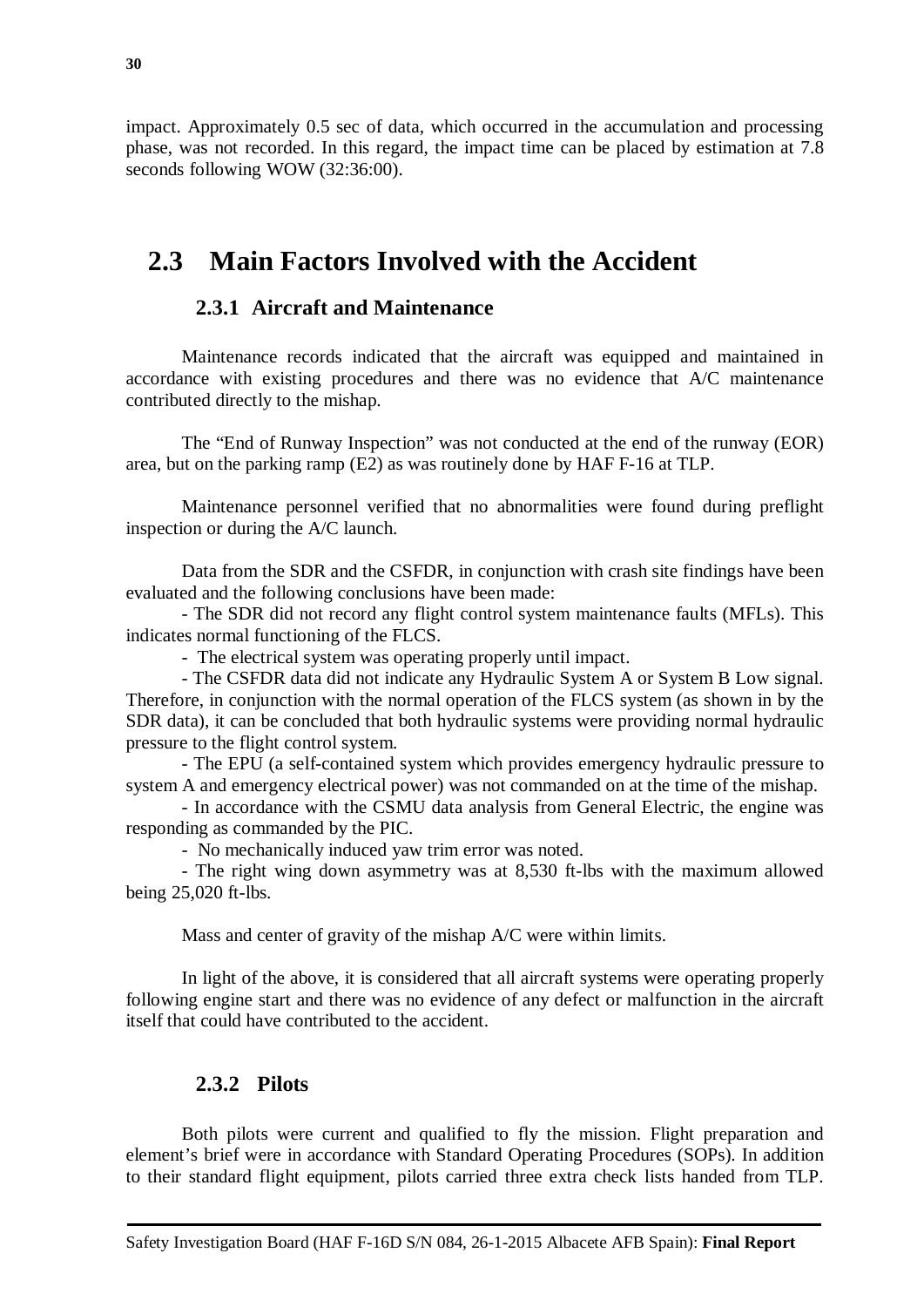impact. Approximately 0.5 sec of data, which occurred in the accumulation and processing phase, was not recorded. In this regard, the impact time can be placed by estimation at 7.8 seconds following WOW (32:36:00).

## 2.3 Main Factors Involved with the Accident

### 2.3.1 Aircraft and Maintenance

Maintenance records indicated that the aircraft was equipped and maintained in accordance with existing procedures and there was no evidence that A/C maintenance contributed directly to the mishap.

The "End of Runway Inspection" was not conducted at the end of the runway (EOR) area, but on the parking ramp (E2) as was routinely done by HAF F-16 at TLP.

Maintenance personnel verified that no abnormalities were found during preflight inspection or during the A/C launch.

Data from the SDR and the CSFDR, in conjunction with crash site findings have been evaluated and the following conclusions have been made:

- The SDR did not record any flight control system maintenance faults (MFLs). This indicates normal functioning of the FLCS.
- The electrical system was operating properly until impact.
- The CSFDR data did not indicate any Hydraulic System A or System B Low signal. Therefore, in conjunction with the normal operation of the FLCS system (as shown in by the SDR data), it can be concluded that both hydraulic systems were providing normal hydraulic pressure to the flight control system.
- The EPU (a self-contained system which provides emergency hydraulic pressure to system A and emergency electrical power) was not commanded on at the time of the mishap.
- In accordance with the CSMU data analysis from General Electric, the engine was responding as commanded by the PIC.
- No mechanically induced yaw trim error was noted.
- The right wing down asymmetry was at 8,530 ft-lbs with the maximum allowed being 25,020 ft-lbs.

Mass and center of gravity of the mishap A/C were within limits.

In light of the above, it is considered that all aircraft systems were operating properly following engine start and there was no evidence of any defect or malfunction in the aircraft itself that could have contributed to the accident.

### 2.3.2 Pilots

Both pilots were current and qualified to fly the mission. Flight preparation and element's brief were in accordance with Standard Operating Procedures (SOPs). In addition to their standard flight equipment, pilots carried three extra check lists handed from TLP.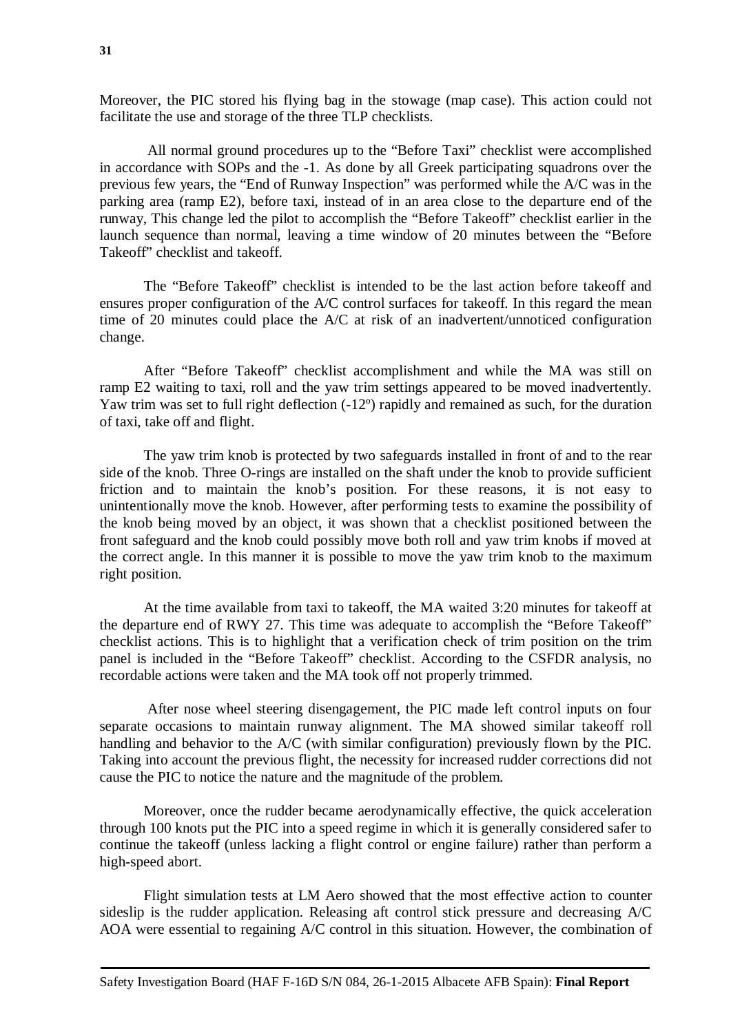Moreover, the PIC stored his flying bag in the stowage (map case). This action could not facilitate the use and storage of the three TLP checklists.

All normal ground procedures up to the "Before Taxi" checklist were accomplished in accordance with SOPs and the -1. As done by all Greek participating squadrons over the previous few years, the "End of Runway Inspection" was performed while the A/C was in the parking area (ramp E2), before taxi, instead of in an area close to the departure end of the runway, This change led the pilot to accomplish the "Before Takeoff" checklist earlier in the launch sequence than normal, leaving a time window of 20 minutes between the "Before Takeoff" checklist and takeoff.

The "Before Takeoff" checklist is intended to be the last action before takeoff and ensures proper configuration of the A/C control surfaces for takeoff. In this regard the mean time of 20 minutes could place the A/C at risk of an inadvertent/unnoticed configuration change.

After "Before Takeoff" checklist accomplishment and while the MA was still on ramp E2 waiting to taxi, roll and the yaw trim settings appeared to be moved inadvertently. Yaw trim was set to full right deflection (-12º) rapidly and remained as such, for the duration of taxi, take off and flight.

The yaw trim knob is protected by two safeguards installed in front of and to the rear side of the knob. Three O-rings are installed on the shaft under the knob to provide sufficient friction and to maintain the knob's position. For these reasons, it is not easy to unintentionally move the knob. However, after performing tests to examine the possibility of the knob being moved by an object, it was shown that a checklist positioned between the front safeguard and the knob could possibly move both roll and yaw trim knobs if moved at the correct angle. In this manner it is possible to move the yaw trim knob to the maximum right position.

At the time available from taxi to takeoff, the MA waited 3:20 minutes for takeoff at the departure end of RWY 27. This time was adequate to accomplish the "Before Takeoff" checklist actions. This is to highlight that a verification check of trim position on the trim panel is included in the "Before Takeoff" checklist. According to the CSFDR analysis, no recordable actions were taken and the MA took off not properly trimmed.

After nose wheel steering disengagement, the PIC made left control inputs on four separate occasions to maintain runway alignment. The MA showed similar takeoff roll handling and behavior to the A/C (with similar configuration) previously flown by the PIC. Taking into account the previous flight, the necessity for increased rudder corrections did not cause the PIC to notice the nature and the magnitude of the problem.

Moreover, once the rudder became aerodynamically effective, the quick acceleration through 100 knots put the PIC into a speed regime in which it is generally considered safer to continue the takeoff (unless lacking a flight control or engine failure) rather than perform a high-speed abort.

Flight simulation tests at LM Aero showed that the most effective action to counter sideslip is the rudder application. Releasing aft control stick pressure and decreasing A/C AOA were essential to regaining A/C control in this situation. However, the combination of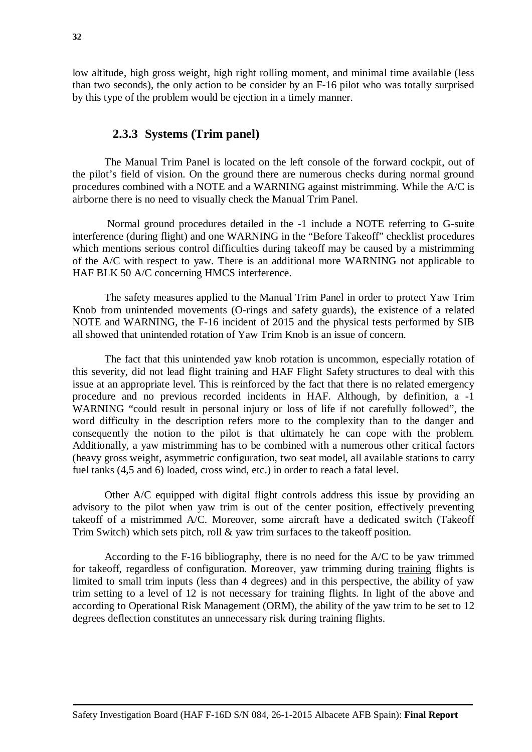low altitude, high gross weight, high right rolling moment, and minimal time available (less than two seconds), the only action to be consider by an F-16 pilot who was totally surprised by this type of the problem would be ejection in a timely manner.

### 2.3.3 Systems (Trim panel)

The Manual Trim Panel is located on the left console of the forward cockpit, out of the pilot's field of vision. On the ground there are numerous checks during normal ground procedures combined with a NOTE and a WARNING against mistrimming. While the A/C is airborne there is no need to visually check the Manual Trim Panel.

Normal ground procedures detailed in the -1 include a NOTE referring to G-suite interference (during flight) and one WARNING in the "Before Takeoff" checklist procedures which mentions serious control difficulties during takeoff may be caused by a mistrimming of the A/C with respect to yaw. There is an additional more WARNING not applicable to HAF BLK 50 A/C concerning HMCS interference.

The safety measures applied to the Manual Trim Panel in order to protect Yaw Trim Knob from unintended movements (O-rings and safety guards), the existence of a related NOTE and WARNING, the F-16 incident of 2015 and the physical tests performed by SIB all showed that unintended rotation of Yaw Trim Knob is an issue of concern.

The fact that this unintended yaw knob rotation is uncommon, especially rotation of this severity, did not lead flight training and HAF Flight Safety structures to deal with this issue at an appropriate level. This is reinforced by the fact that there is no related emergency procedure and no previous recorded incidents in HAF. Although, by definition, a -1 WARNING "could result in personal injury or loss of life if not carefully followed", the word difficulty in the description refers more to the complexity than to the danger and consequently the notion to the pilot is that ultimately he can cope with the problem. Additionally, a yaw mistrimming has to be combined with a numerous other critical factors (heavy gross weight, asymmetric configuration, two seat model, all available stations to carry fuel tanks (4,5 and 6) loaded, cross wind, etc.) in order to reach a fatal level.

Other A/C equipped with digital flight controls address this issue by providing an advisory to the pilot when yaw trim is out of the center position, effectively preventing takeoff of a mistrimmed A/C. Moreover, some aircraft have a dedicated switch (Takeoff Trim Switch) which sets pitch, roll & yaw trim surfaces to the takeoff position.

According to the F-16 bibliography, there is no need for the A/C to be yaw trimmed for takeoff, regardless of configuration. Moreover, yaw trimming during training flights is limited to small trim inputs (less than 4 degrees) and in this perspective, the ability of yaw trim setting to a level of 12 is not necessary for training flights. In light of the above and according to Operational Risk Management (ORM), the ability of the yaw trim to be set to 12 degrees deflection constitutes an unnecessary risk during training flights.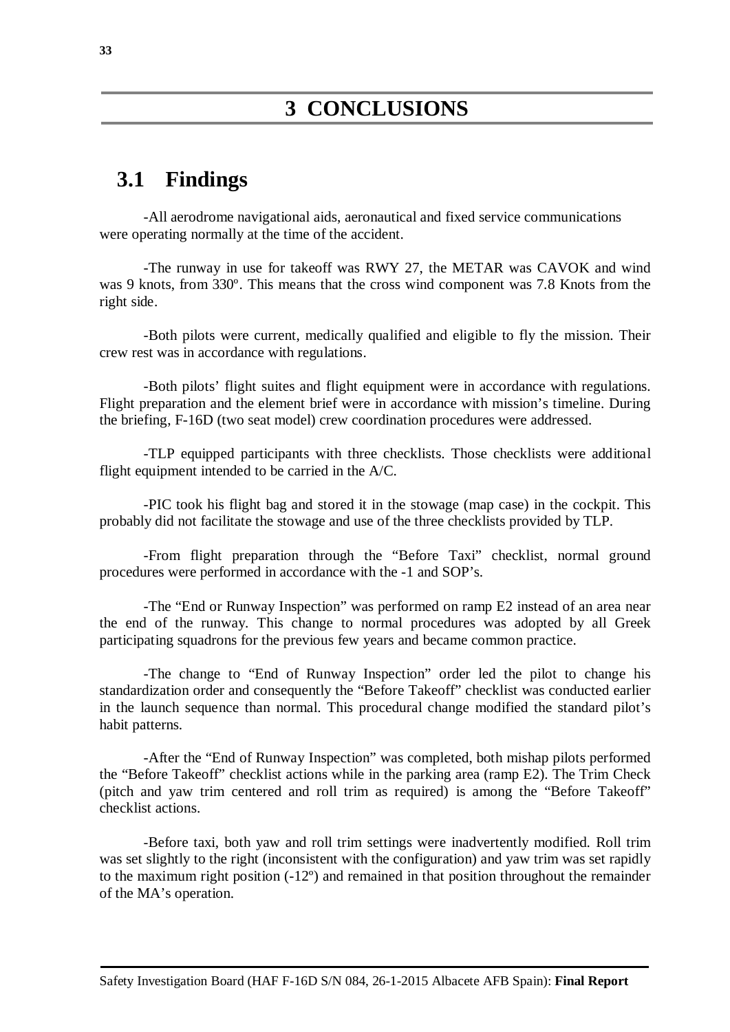# 3 CONCLUSIONS

## 3.1 Findings

-All aerodrome navigational aids, aeronautical and fixed service communications were operating normally at the time of the accident.

-The runway in use for takeoff was RWY 27, the METAR was CAVOK and wind was 9 knots, from 330º. This means that the cross wind component was 7.8 Knots from the right side.

-Both pilots were current, medically qualified and eligible to fly the mission. Their crew rest was in accordance with regulations.

-Both pilots' flight suites and flight equipment were in accordance with regulations. Flight preparation and the element brief were in accordance with mission's timeline. During the briefing, F-16D (two seat model) crew coordination procedures were addressed.

-TLP equipped participants with three checklists. Those checklists were additional flight equipment intended to be carried in the A/C.

-PIC took his flight bag and stored it in the stowage (map case) in the cockpit. This probably did not facilitate the stowage and use of the three checklists provided by TLP.

-From flight preparation through the "Before Taxi" checklist, normal ground procedures were performed in accordance with the -1 and SOP's.

-The "End or Runway Inspection" was performed on ramp E2 instead of an area near the end of the runway. This change to normal procedures was adopted by all Greek participating squadrons for the previous few years and became common practice.

-The change to "End of Runway Inspection" order led the pilot to change his standardization order and consequently the "Before Takeoff" checklist was conducted earlier in the launch sequence than normal. This procedural change modified the standard pilot's habit patterns.

-After the "End of Runway Inspection" was completed, both mishap pilots performed the "Before Takeoff" checklist actions while in the parking area (ramp E2). The Trim Check (pitch and yaw trim centered and roll trim as required) is among the "Before Takeoff" checklist actions.

-Before taxi, both yaw and roll trim settings were inadvertently modified. Roll trim was set slightly to the right (inconsistent with the configuration) and yaw trim was set rapidly to the maximum right position (-12º) and remained in that position throughout the remainder of the MA's operation.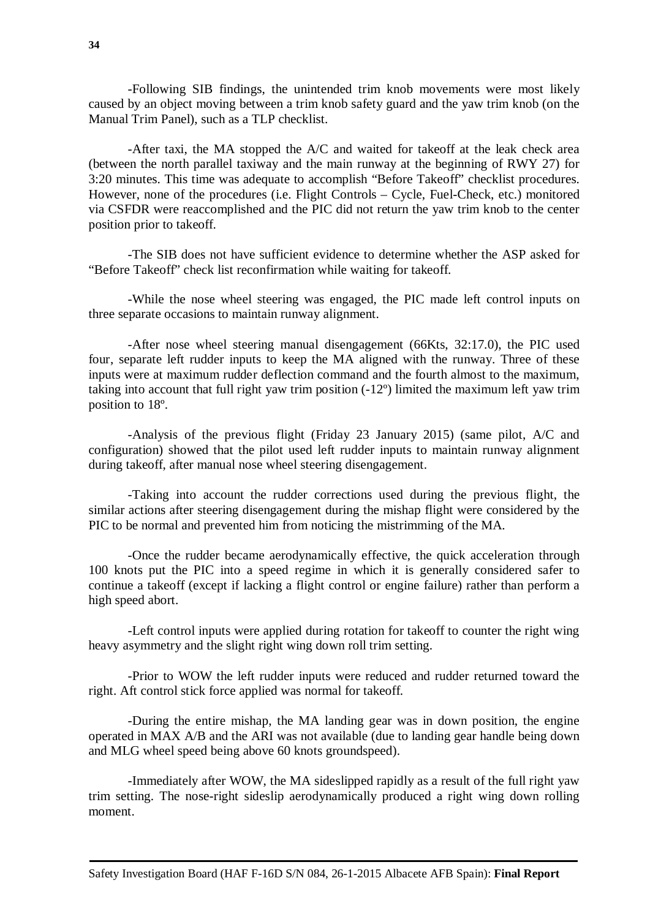-Following SIB findings, the unintended trim knob movements were most likely caused by an object moving between a trim knob safety guard and the yaw trim knob (on the Manual Trim Panel), such as a TLP checklist.

-After taxi, the MA stopped the A/C and waited for takeoff at the leak check area (between the north parallel taxiway and the main runway at the beginning of RWY 27) for 3:20 minutes. This time was adequate to accomplish "Before Takeoff" checklist procedures. However, none of the procedures (i.e. Flight Controls – Cycle, Fuel-Check, etc.) monitored via CSFDR were reaccomplished and the PIC did not return the yaw trim knob to the center position prior to takeoff.

-The SIB does not have sufficient evidence to determine whether the ASP asked for "Before Takeoff" check list reconfirmation while waiting for takeoff.

-While the nose wheel steering was engaged, the PIC made left control inputs on three separate occasions to maintain runway alignment.

-After nose wheel steering manual disengagement (66Kts, 32:17.0), the PIC used four, separate left rudder inputs to keep the MA aligned with the runway. Three of these inputs were at maximum rudder deflection command and the fourth almost to the maximum, taking into account that full right yaw trim position (-12º) limited the maximum left yaw trim position to 18º.

-Analysis of the previous flight (Friday 23 January 2015) (same pilot, A/C and configuration) showed that the pilot used left rudder inputs to maintain runway alignment during takeoff, after manual nose wheel steering disengagement.

-Taking into account the rudder corrections used during the previous flight, the similar actions after steering disengagement during the mishap flight were considered by the PIC to be normal and prevented him from noticing the mistrimming of the MA.

-Once the rudder became aerodynamically effective, the quick acceleration through 100 knots put the PIC into a speed regime in which it is generally considered safer to continue a takeoff (except if lacking a flight control or engine failure) rather than perform a high speed abort.

-Left control inputs were applied during rotation for takeoff to counter the right wing heavy asymmetry and the slight right wing down roll trim setting.

-Prior to WOW the left rudder inputs were reduced and rudder returned toward the right. Aft control stick force applied was normal for takeoff.

-During the entire mishap, the MA landing gear was in down position, the engine operated in MAX A/B and the ARI was not available (due to landing gear handle being down and MLG wheel speed being above 60 knots groundspeed).

-Immediately after WOW, the MA sideslipped rapidly as a result of the full right yaw trim setting. The nose-right sideslip aerodynamically produced a right wing down rolling moment.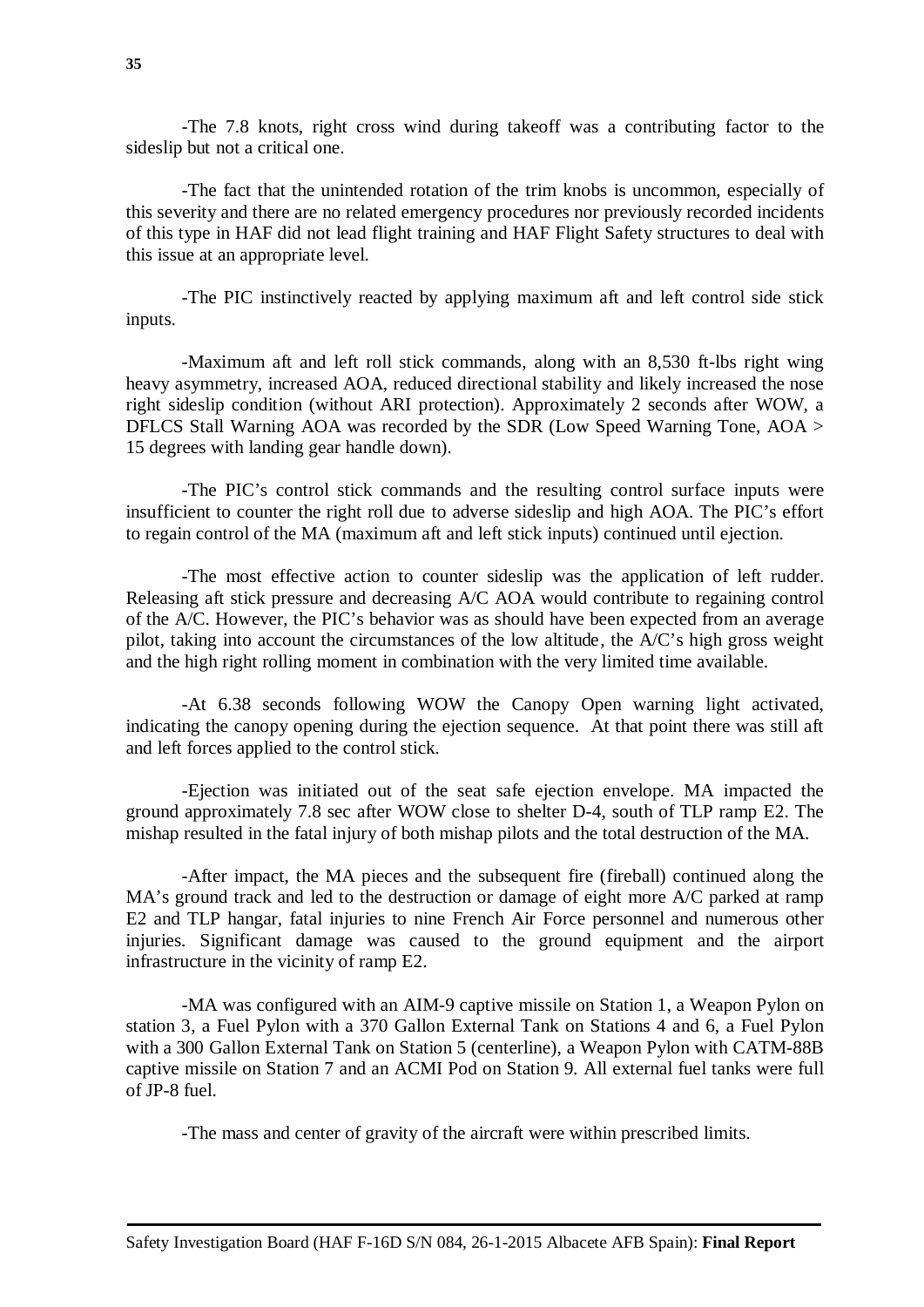-The 7.8 knots, right cross wind during takeoff was a contributing factor to the sideslip but not a critical one.

-The fact that the unintended rotation of the trim knobs is uncommon, especially of this severity and there are no related emergency procedures nor previously recorded incidents of this type in HAF did not lead flight training and HAF Flight Safety structures to deal with this issue at an appropriate level.

-The PIC instinctively reacted by applying maximum aft and left control side stick inputs.

-Maximum aft and left roll stick commands, along with an 8,530 ft-lbs right wing heavy asymmetry, increased AOA, reduced directional stability and likely increased the nose right sideslip condition (without ARI protection). Approximately 2 seconds after WOW, a DFLCS Stall Warning AOA was recorded by the SDR (Low Speed Warning Tone, AOA > 15 degrees with landing gear handle down).

-The PIC's control stick commands and the resulting control surface inputs were insufficient to counter the right roll due to adverse sideslip and high AOA. The PIC's effort to regain control of the MA (maximum aft and left stick inputs) continued until ejection.

-The most effective action to counter sideslip was the application of left rudder. Releasing aft stick pressure and decreasing A/C AOA would contribute to regaining control of the A/C. However, the PIC's behavior was as should have been expected from an average pilot, taking into account the circumstances of the low altitude, the A/C's high gross weight and the high right rolling moment in combination with the very limited time available.

-At 6.38 seconds following WOW the Canopy Open warning light activated, indicating the canopy opening during the ejection sequence. At that point there was still aft and left forces applied to the control stick.

-Ejection was initiated out of the seat safe ejection envelope. MA impacted the ground approximately 7.8 sec after WOW close to shelter D-4, south of TLP ramp E2. The mishap resulted in the fatal injury of both mishap pilots and the total destruction of the MA.

-After impact, the MA pieces and the subsequent fire (fireball) continued along the MA's ground track and led to the destruction or damage of eight more A/C parked at ramp E2 and TLP hangar, fatal injuries to nine French Air Force personnel and numerous other injuries. Significant damage was caused to the ground equipment and the airport infrastructure in the vicinity of ramp E2.

-MA was configured with an AIM-9 captive missile on Station 1, a Weapon Pylon on station 3, a Fuel Pylon with a 370 Gallon External Tank on Stations 4 and 6, a Fuel Pylon with a 300 Gallon External Tank on Station 5 (centerline), a Weapon Pylon with CATM-88B captive missile on Station 7 and an ACMI Pod on Station 9. All external fuel tanks were full of JP-8 fuel.

-The mass and center of gravity of the aircraft were within prescribed limits.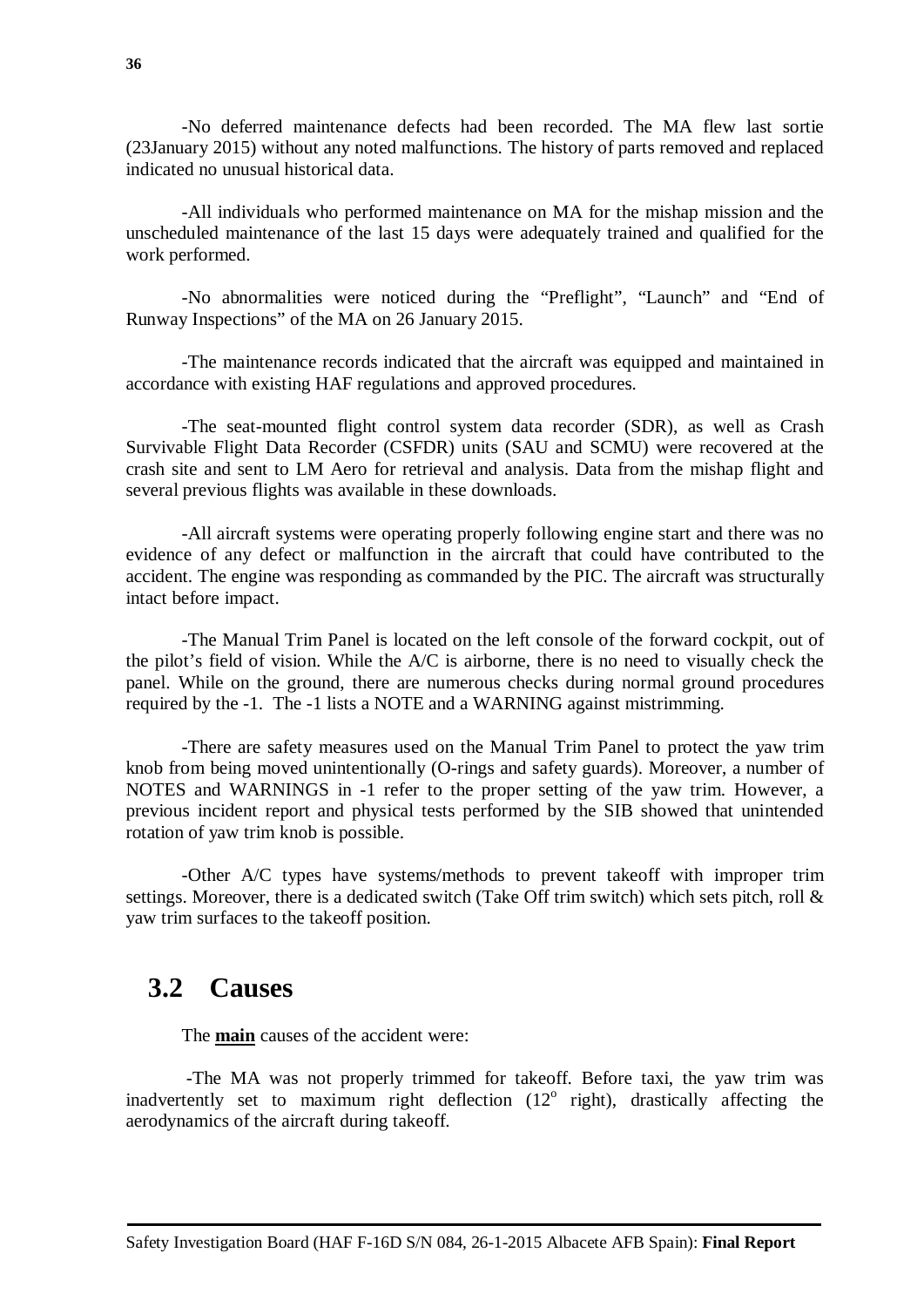-No deferred maintenance defects had been recorded. The MA flew last sortie (23January 2015) without any noted malfunctions. The history of parts removed and replaced indicated no unusual historical data.

-All individuals who performed maintenance on MA for the mishap mission and the unscheduled maintenance of the last 15 days were adequately trained and qualified for the work performed.

-No abnormalities were noticed during the "Preflight", "Launch" and "End of Runway Inspections" of the MA on 26 January 2015.

-The maintenance records indicated that the aircraft was equipped and maintained in accordance with existing HAF regulations and approved procedures.

-The seat-mounted flight control system data recorder (SDR), as well as Crash Survivable Flight Data Recorder (CSFDR) units (SAU and SCMU) were recovered at the crash site and sent to LM Aero for retrieval and analysis. Data from the mishap flight and several previous flights was available in these downloads.

-All aircraft systems were operating properly following engine start and there was no evidence of any defect or malfunction in the aircraft that could have contributed to the accident. The engine was responding as commanded by the PIC. The aircraft was structurally intact before impact.

-The Manual Trim Panel is located on the left console of the forward cockpit, out of the pilot's field of vision. While the A/C is airborne, there is no need to visually check the panel. While on the ground, there are numerous checks during normal ground procedures required by the -1. The -1 lists a NOTE and a WARNING against mistrimming.

-There are safety measures used on the Manual Trim Panel to protect the yaw trim knob from being moved unintentionally (O-rings and safety guards). Moreover, a number of NOTES and WARNINGS in -1 refer to the proper setting of the yaw trim. However, a previous incident report and physical tests performed by the SIB showed that unintended rotation of yaw trim knob is possible.

-Other A/C types have systems/methods to prevent takeoff with improper trim settings. Moreover, there is a dedicated switch (Take Off trim switch) which sets pitch, roll & yaw trim surfaces to the takeoff position.

## 3.2 Causes

The **main** causes of the accident were:

-The MA was not properly trimmed for takeoff. Before taxi, the yaw trim was inadvertently set to maximum right deflection ($12^{o}$ right), drastically affecting the aerodynamics of the aircraft during takeoff.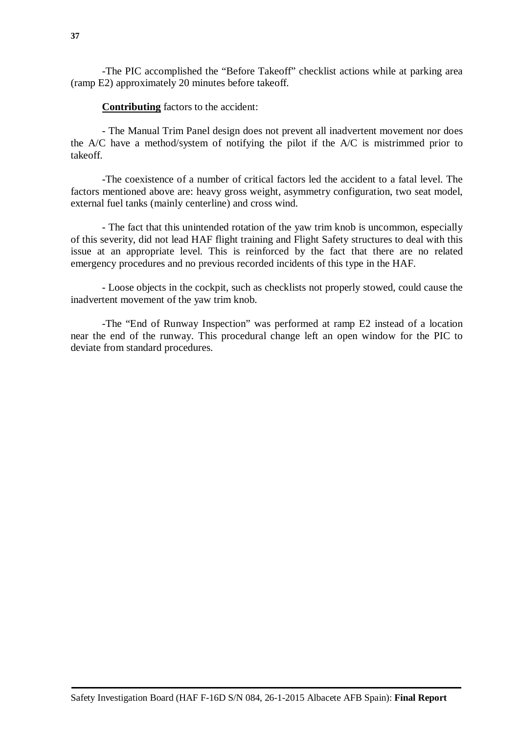-The PIC accomplished the "Before Takeoff" checklist actions while at parking area (ramp E2) approximately 20 minutes before takeoff.

**Contributing** factors to the accident:

- The Manual Trim Panel design does not prevent all inadvertent movement nor does the A/C have a method/system of notifying the pilot if the A/C is mistrimmed prior to takeoff.

-The coexistence of a number of critical factors led the accident to a fatal level. The factors mentioned above are: heavy gross weight, asymmetry configuration, two seat model, external fuel tanks (mainly centerline) and cross wind.

- The fact that this unintended rotation of the yaw trim knob is uncommon, especially of this severity, did not lead HAF flight training and Flight Safety structures to deal with this issue at an appropriate level. This is reinforced by the fact that there are no related emergency procedures and no previous recorded incidents of this type in the HAF.

- Loose objects in the cockpit, such as checklists not properly stowed, could cause the inadvertent movement of the yaw trim knob.

-The "End of Runway Inspection" was performed at ramp E2 instead of a location near the end of the runway. This procedural change left an open window for the PIC to deviate from standard procedures.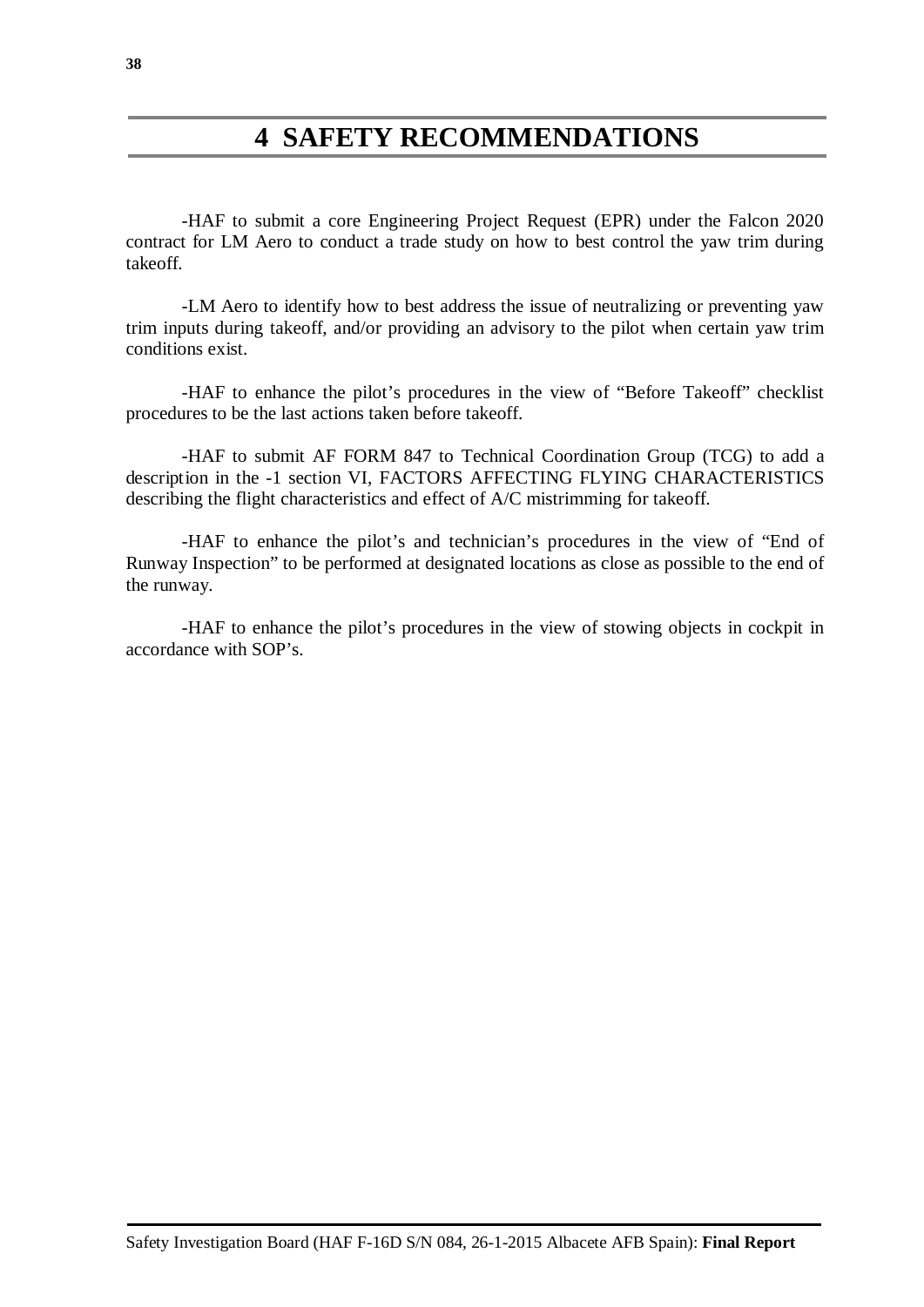# 4 SAFETY RECOMMENDATIONS

-HAF to submit a core Engineering Project Request (EPR) under the Falcon 2020 contract for LM Aero to conduct a trade study on how to best control the yaw trim during takeoff.

-LM Aero to identify how to best address the issue of neutralizing or preventing yaw trim inputs during takeoff, and/or providing an advisory to the pilot when certain yaw trim conditions exist.

-HAF to enhance the pilot's procedures in the view of "Before Takeoff" checklist procedures to be the last actions taken before takeoff.

-HAF to submit AF FORM 847 to Technical Coordination Group (TCG) to add a description in the -1 section VI, FACTORS AFFECTING FLYING CHARACTERISTICS describing the flight characteristics and effect of A/C mistrimming for takeoff.

-HAF to enhance the pilot's and technician's procedures in the view of "End of Runway Inspection" to be performed at designated locations as close as possible to the end of the runway.

-HAF to enhance the pilot's procedures in the view of stowing objects in cockpit in accordance with SOP's.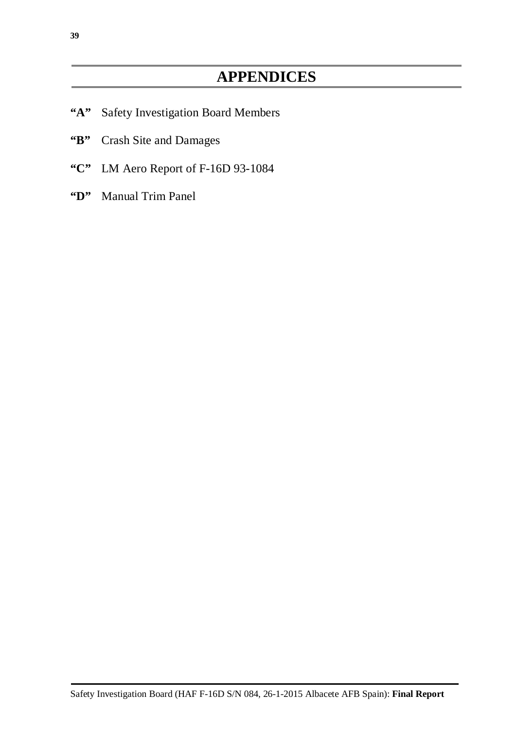# APPENDICES

**“A”** Safety Investigation Board Members

**“B”** Crash Site and Damages

**“C”** LM Aero Report of F-16D 93-1084

**“D”** Manual Trim Panel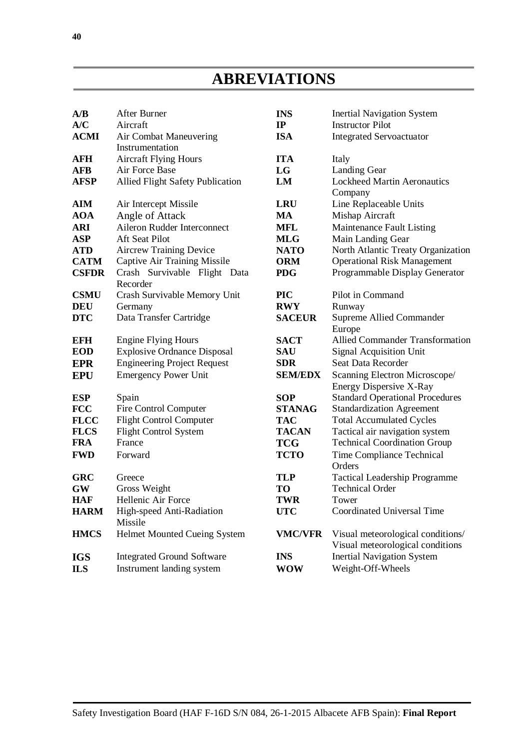# ABREVIATIONS

| | |
|---|---|
| **A/B** | After Burner |
| **A/C** | Aircraft |
| **ACMI** | Air Combat Maneuvering Instrumentation |
| **AFH** | Aircraft Flying Hours |
| **AFB** | Air Force Base |
| **AFSP** | Allied Flight Safety Publication |
| **AIM** | Air Intercept Missile |
| **AOA** | Angle of Attack |
| **ARI** | Aileron Rudder Interconnect |
| **ASP** | Aft Seat Pilot |
| **ATD** | Aircrew Training Device |
| **CATM** | Captive Air Training Missile |
| **CSFDR** | Crash Survivable Flight Data Recorder |
| **CSMU** | Crash Survivable Memory Unit |
| **DEU** | Germany |
| **DTC** | Data Transfer Cartridge |
| **EFH** | Engine Flying Hours |
| **EOD** | Explosive Ordnance Disposal |
| **EPR** | Engineering Project Request |
| **EPU** | Emergency Power Unit |
| **ESP** | Spain |
| **FCC** | Fire Control Computer |
| **FLCC** | Flight Control Computer |
| **FLCS** | Flight Control System |
| **FRA** | France |
| **FWD** | Forward |
| **GRC** | Greece |
| **GW** | Gross Weight |
| **HAF** | Hellenic Air Force |
| **HARM** | High-speed Anti-Radiation Missile |
| **HMCS** | Helmet Mounted Cueing System |
| **IGS** | Integrated Ground Software |
| **ILS** | Instrument landing system |
| **INS** | Inertial Navigation System |
| **IP** | Instructor Pilot |
| **ISA** | Integrated Servoactuator |
| **ITA** | Italy |
| **LG** | Landing Gear |
| **LM** | Lockheed Martin Aeronautics Company |
| **LRU** | Line Replaceable Units |
| **MA** | Mishap Aircraft |
| **MFL** | Maintenance Fault Listing |
| **MLG** | Main Landing Gear |
| **NATO** | North Atlantic Treaty Organization |
| **ORM** | Operational Risk Management |
| **PDG** | Programmable Display Generator |
| **PIC** | Pilot in Command |
| **RWY** | Runway |
| **SACEUR** | Supreme Allied Commander Europe |
| **SACT** | Allied Commander Transformation |
| **SAU** | Signal Acquisition Unit |
| **SDR** | Seat Data Recorder |
| **SEM/EDX** | Scanning Electron Microscope/ Energy Dispersive X-Ray |
| **SOP** | Standard Operational Procedures |
| **STANAG** | Standardization Agreement |
| **TAC** | Total Accumulated Cycles |
| **TACAN** | Tactical air navigation system |
| **TCG** | Technical Coordination Group |
| **TCTO** | Time Compliance Technical Orders |
| **TLP** | Tactical Leadership Programme |
| **TO** | Technical Order |
| **TWR** | Tower |
| **UTC** | Coordinated Universal Time |
| **VMC/VFR** | Visual meteorological conditions/ Visual meteorological conditions |
| **INS** | Inertial Navigation System |
| **WOW** | Weight-Off-Wheels |